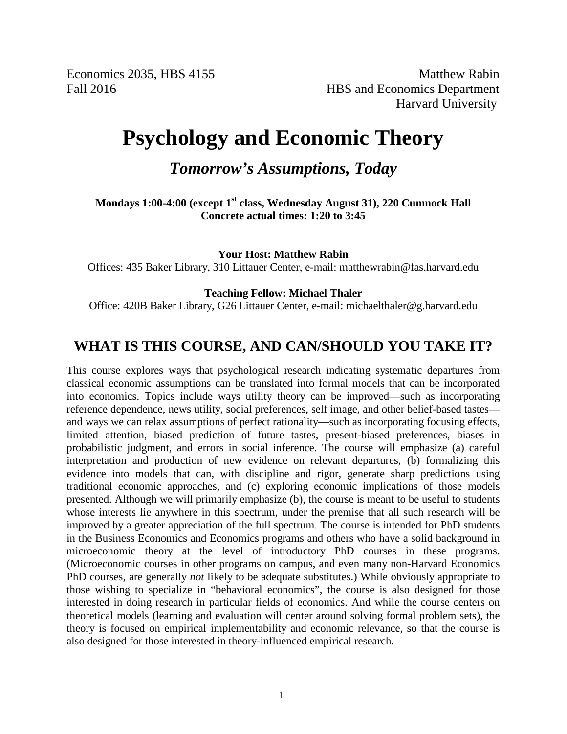Economics 2035, HBS 4155
Fall 2016

Matthew Rabin
HBS and Economics Department
Harvard University

# Psychology and Economic Theory

## *Tomorrow's Assumptions, Today*

**Mondays 1:00-4:00 (except 1st class, Wednesday August 31), 220 Cumnock Hall**
**Concrete actual times: 1:20 to 3:45**

**Your Host: Matthew Rabin**
Offices: 435 Baker Library, 310 Littauer Center, e-mail: matthewrabin@fas.harvard.edu

**Teaching Fellow: Michael Thaler**
Office: 420B Baker Library, G26 Littauer Center, e-mail: michaelthaler@g.harvard.edu

## WHAT IS THIS COURSE, AND CAN/SHOULD YOU TAKE IT?

This course explores ways that psychological research indicating systematic departures from classical economic assumptions can be translated into formal models that can be incorporated into economics. Topics include ways utility theory can be improved—such as incorporating reference dependence, news utility, social preferences, self image, and other belief-based tastes—and ways we can relax assumptions of perfect rationality—such as incorporating focusing effects, limited attention, biased prediction of future tastes, present-biased preferences, biases in probabilistic judgment, and errors in social inference. The course will emphasize (a) careful interpretation and production of new evidence on relevant departures, (b) formalizing this evidence into models that can, with discipline and rigor, generate sharp predictions using traditional economic approaches, and (c) exploring economic implications of those models presented. Although we will primarily emphasize (b), the course is meant to be useful to students whose interests lie anywhere in this spectrum, under the premise that all such research will be improved by a greater appreciation of the full spectrum. The course is intended for PhD students in the Business Economics and Economics programs and others who have a solid background in microeconomic theory at the level of introductory PhD courses in these programs. (Microeconomic courses in other programs on campus, and even many non-Harvard Economics PhD courses, are generally *not* likely to be adequate substitutes.) While obviously appropriate to those wishing to specialize in "behavioral economics", the course is also designed for those interested in doing research in particular fields of economics. And while the course centers on theoretical models (learning and evaluation will center around solving formal problem sets), the theory is focused on empirical implementability and economic relevance, so that the course is also designed for those interested in theory-influenced empirical research.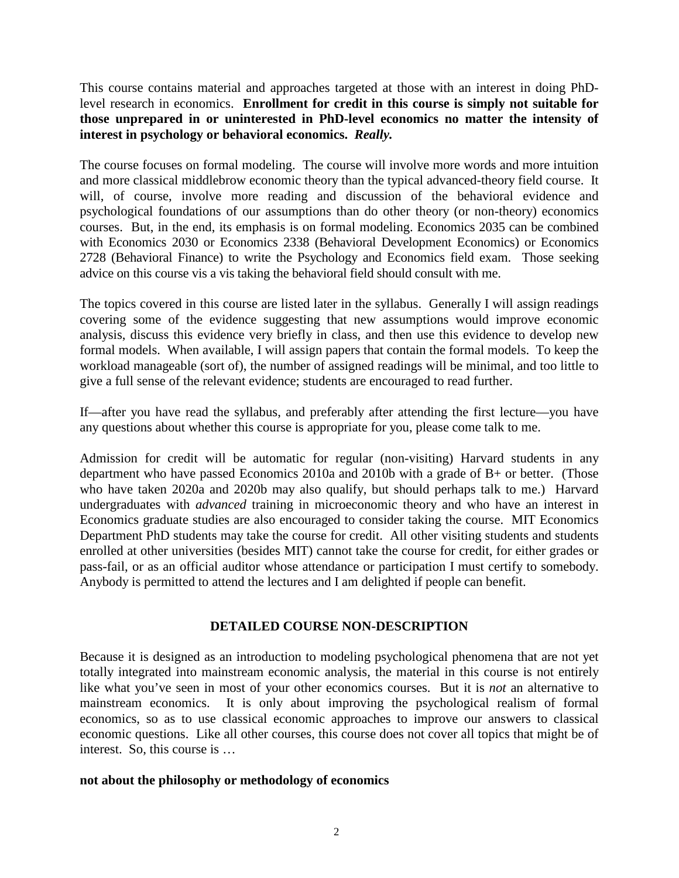This course contains material and approaches targeted at those with an interest in doing PhD-level research in economics. **Enrollment for credit in this course is simply not suitable for those unprepared in or uninterested in PhD-level economics no matter the intensity of interest in psychology or behavioral economics.** ***Really.***

The course focuses on formal modeling. The course will involve more words and more intuition and more classical middlebrow economic theory than the typical advanced-theory field course. It will, of course, involve more reading and discussion of the behavioral evidence and psychological foundations of our assumptions than do other theory (or non-theory) economics courses. But, in the end, its emphasis is on formal modeling. Economics 2035 can be combined with Economics 2030 or Economics 2338 (Behavioral Development Economics) or Economics 2728 (Behavioral Finance) to write the Psychology and Economics field exam. Those seeking advice on this course vis a vis taking the behavioral field should consult with me.

The topics covered in this course are listed later in the syllabus. Generally I will assign readings covering some of the evidence suggesting that new assumptions would improve economic analysis, discuss this evidence very briefly in class, and then use this evidence to develop new formal models. When available, I will assign papers that contain the formal models. To keep the workload manageable (sort of), the number of assigned readings will be minimal, and too little to give a full sense of the relevant evidence; students are encouraged to read further.

If—after you have read the syllabus, and preferably after attending the first lecture—you have any questions about whether this course is appropriate for you, please come talk to me.

Admission for credit will be automatic for regular (non-visiting) Harvard students in any department who have passed Economics 2010a and 2010b with a grade of B+ or better. (Those who have taken 2020a and 2020b may also qualify, but should perhaps talk to me.) Harvard undergraduates with *advanced* training in microeconomic theory and who have an interest in Economics graduate studies are also encouraged to consider taking the course. MIT Economics Department PhD students may take the course for credit. All other visiting students and students enrolled at other universities (besides MIT) cannot take the course for credit, for either grades or pass-fail, or as an official auditor whose attendance or participation I must certify to somebody. Anybody is permitted to attend the lectures and I am delighted if people can benefit.

## DETAILED COURSE NON-DESCRIPTION

Because it is designed as an introduction to modeling psychological phenomena that are not yet totally integrated into mainstream economic analysis, the material in this course is not entirely like what you've seen in most of your other economics courses. But it is *not* an alternative to mainstream economics. It is only about improving the psychological realism of formal economics, so as to use classical economic approaches to improve our answers to classical economic questions. Like all other courses, this course does not cover all topics that might be of interest. So, this course is …

**not about the philosophy or methodology of economics**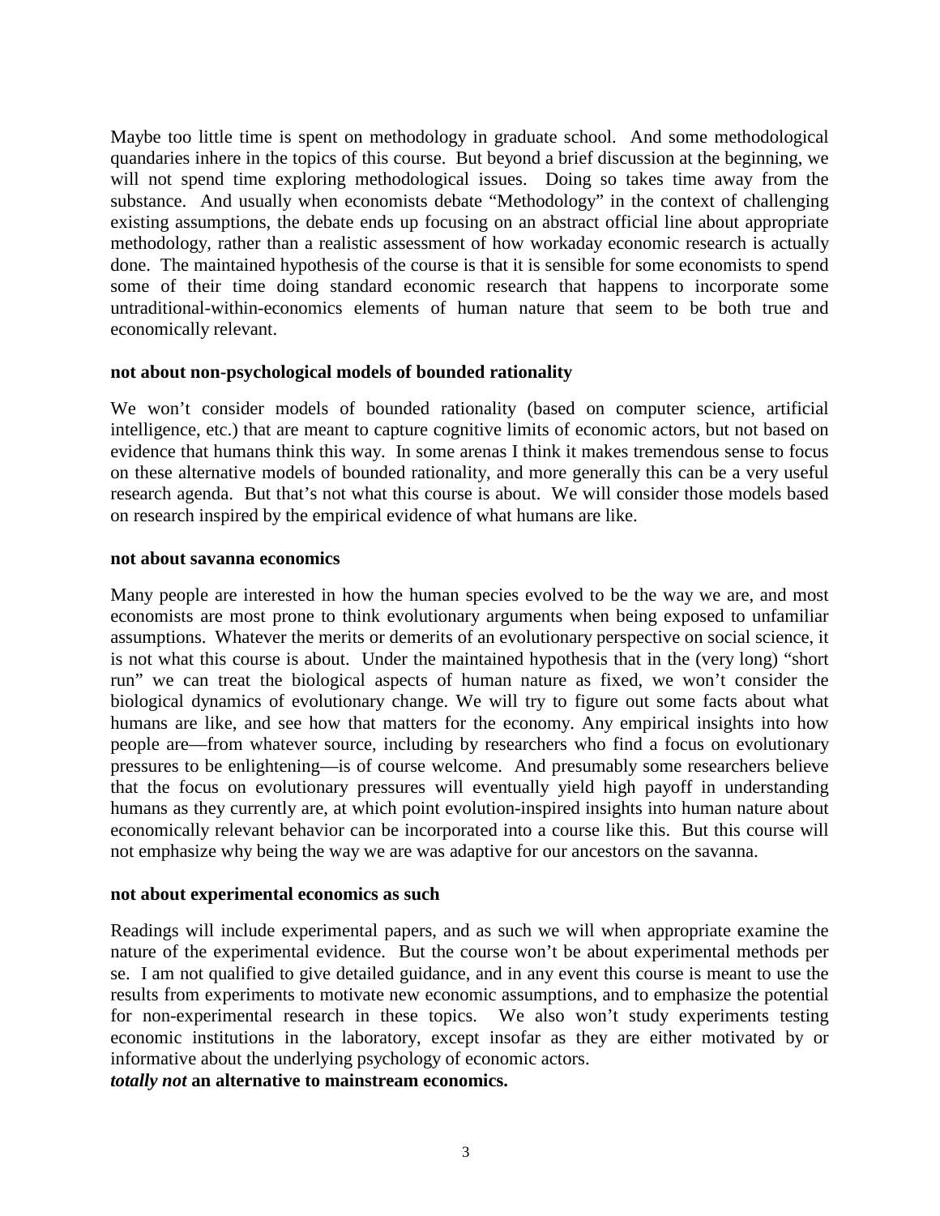Maybe too little time is spent on methodology in graduate school. And some methodological quandaries inhere in the topics of this course. But beyond a brief discussion at the beginning, we will not spend time exploring methodological issues. Doing so takes time away from the substance. And usually when economists debate "Methodology" in the context of challenging existing assumptions, the debate ends up focusing on an abstract official line about appropriate methodology, rather than a realistic assessment of how workaday economic research is actually done. The maintained hypothesis of the course is that it is sensible for some economists to spend some of their time doing standard economic research that happens to incorporate some untraditional-within-economics elements of human nature that seem to be both true and economically relevant.

**not about non-psychological models of bounded rationality**

We won't consider models of bounded rationality (based on computer science, artificial intelligence, etc.) that are meant to capture cognitive limits of economic actors, but not based on evidence that humans think this way. In some arenas I think it makes tremendous sense to focus on these alternative models of bounded rationality, and more generally this can be a very useful research agenda. But that's not what this course is about. We will consider those models based on research inspired by the empirical evidence of what humans are like.

**not about savanna economics**

Many people are interested in how the human species evolved to be the way we are, and most economists are most prone to think evolutionary arguments when being exposed to unfamiliar assumptions. Whatever the merits or demerits of an evolutionary perspective on social science, it is not what this course is about. Under the maintained hypothesis that in the (very long) "short run" we can treat the biological aspects of human nature as fixed, we won't consider the biological dynamics of evolutionary change. We will try to figure out some facts about what humans are like, and see how that matters for the economy. Any empirical insights into how people are—from whatever source, including by researchers who find a focus on evolutionary pressures to be enlightening—is of course welcome. And presumably some researchers believe that the focus on evolutionary pressures will eventually yield high payoff in understanding humans as they currently are, at which point evolution-inspired insights into human nature about economically relevant behavior can be incorporated into a course like this. But this course will not emphasize why being the way we are was adaptive for our ancestors on the savanna.

**not about experimental economics as such**

Readings will include experimental papers, and as such we will when appropriate examine the nature of the experimental evidence. But the course won't be about experimental methods per se. I am not qualified to give detailed guidance, and in any event this course is meant to use the results from experiments to motivate new economic assumptions, and to emphasize the potential for non-experimental research in these topics. We also won't study experiments testing economic institutions in the laboratory, except insofar as they are either motivated by or informative about the underlying psychology of economic actors.

***totally not* an alternative to mainstream economics.**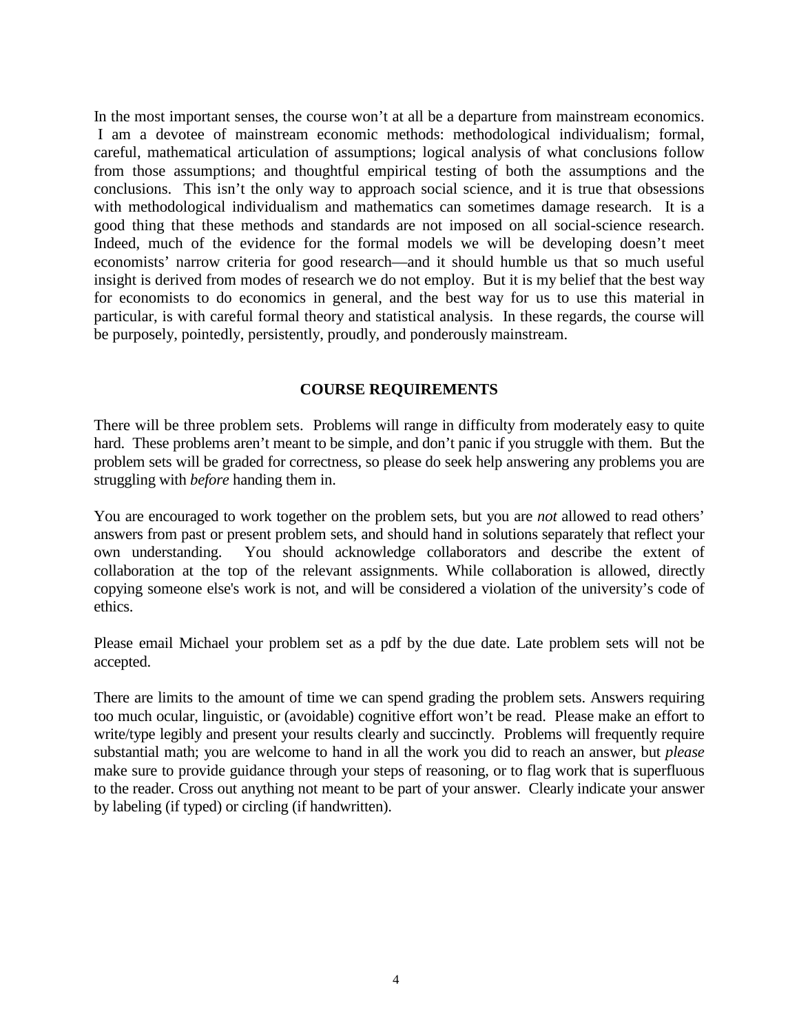In the most important senses, the course won't at all be a departure from mainstream economics. I am a devotee of mainstream economic methods: methodological individualism; formal, careful, mathematical articulation of assumptions; logical analysis of what conclusions follow from those assumptions; and thoughtful empirical testing of both the assumptions and the conclusions. This isn't the only way to approach social science, and it is true that obsessions with methodological individualism and mathematics can sometimes damage research. It is a good thing that these methods and standards are not imposed on all social-science research. Indeed, much of the evidence for the formal models we will be developing doesn't meet economists' narrow criteria for good research—and it should humble us that so much useful insight is derived from modes of research we do not employ. But it is my belief that the best way for economists to do economics in general, and the best way for us to use this material in particular, is with careful formal theory and statistical analysis. In these regards, the course will be purposely, pointedly, persistently, proudly, and ponderously mainstream.

## COURSE REQUIREMENTS

There will be three problem sets. Problems will range in difficulty from moderately easy to quite hard. These problems aren't meant to be simple, and don't panic if you struggle with them. But the problem sets will be graded for correctness, so please do seek help answering any problems you are struggling with *before* handing them in.

You are encouraged to work together on the problem sets, but you are *not* allowed to read others' answers from past or present problem sets, and should hand in solutions separately that reflect your own understanding. You should acknowledge collaborators and describe the extent of collaboration at the top of the relevant assignments. While collaboration is allowed, directly copying someone else's work is not, and will be considered a violation of the university's code of ethics.

Please email Michael your problem set as a pdf by the due date. Late problem sets will not be accepted.

There are limits to the amount of time we can spend grading the problem sets. Answers requiring too much ocular, linguistic, or (avoidable) cognitive effort won't be read. Please make an effort to write/type legibly and present your results clearly and succinctly. Problems will frequently require substantial math; you are welcome to hand in all the work you did to reach an answer, but *please* make sure to provide guidance through your steps of reasoning, or to flag work that is superfluous to the reader. Cross out anything not meant to be part of your answer. Clearly indicate your answer by labeling (if typed) or circling (if handwritten).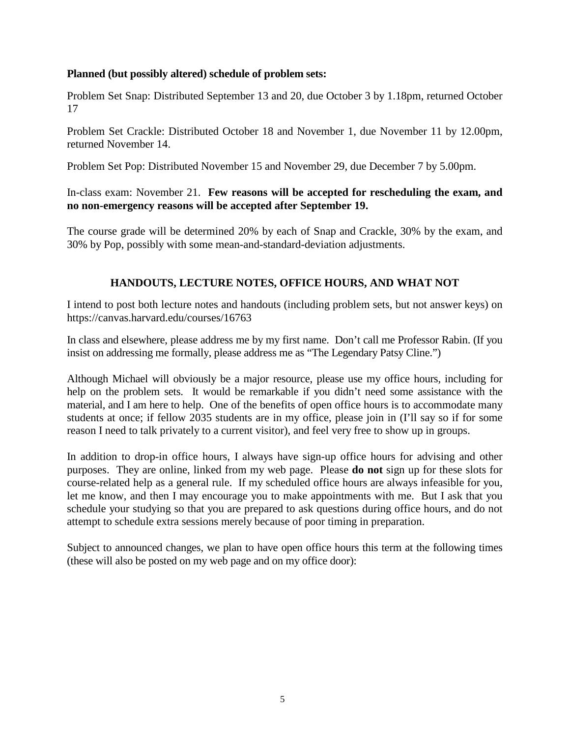**Planned (but possibly altered) schedule of problem sets:**

Problem Set Snap: Distributed September 13 and 20, due October 3 by 1.18pm, returned October 17

Problem Set Crackle: Distributed October 18 and November 1, due November 11 by 12.00pm, returned November 14.

Problem Set Pop: Distributed November 15 and November 29, due December 7 by 5.00pm.

In-class exam: November 21. **Few reasons will be accepted for rescheduling the exam, and no non-emergency reasons will be accepted after September 19.**

The course grade will be determined 20% by each of Snap and Crackle, 30% by the exam, and 30% by Pop, possibly with some mean-and-standard-deviation adjustments.

## HANDOUTS, LECTURE NOTES, OFFICE HOURS, AND WHAT NOT

I intend to post both lecture notes and handouts (including problem sets, but not answer keys) on https://canvas.harvard.edu/courses/16763

In class and elsewhere, please address me by my first name. Don't call me Professor Rabin. (If you insist on addressing me formally, please address me as "The Legendary Patsy Cline.")

Although Michael will obviously be a major resource, please use my office hours, including for help on the problem sets. It would be remarkable if you didn't need some assistance with the material, and I am here to help. One of the benefits of open office hours is to accommodate many students at once; if fellow 2035 students are in my office, please join in (I'll say so if for some reason I need to talk privately to a current visitor), and feel very free to show up in groups.

In addition to drop-in office hours, I always have sign-up office hours for advising and other purposes. They are online, linked from my web page. Please **do not** sign up for these slots for course-related help as a general rule. If my scheduled office hours are always infeasible for you, let me know, and then I may encourage you to make appointments with me. But I ask that you schedule your studying so that you are prepared to ask questions during office hours, and do not attempt to schedule extra sessions merely because of poor timing in preparation.

Subject to announced changes, we plan to have open office hours this term at the following times (these will also be posted on my web page and on my office door):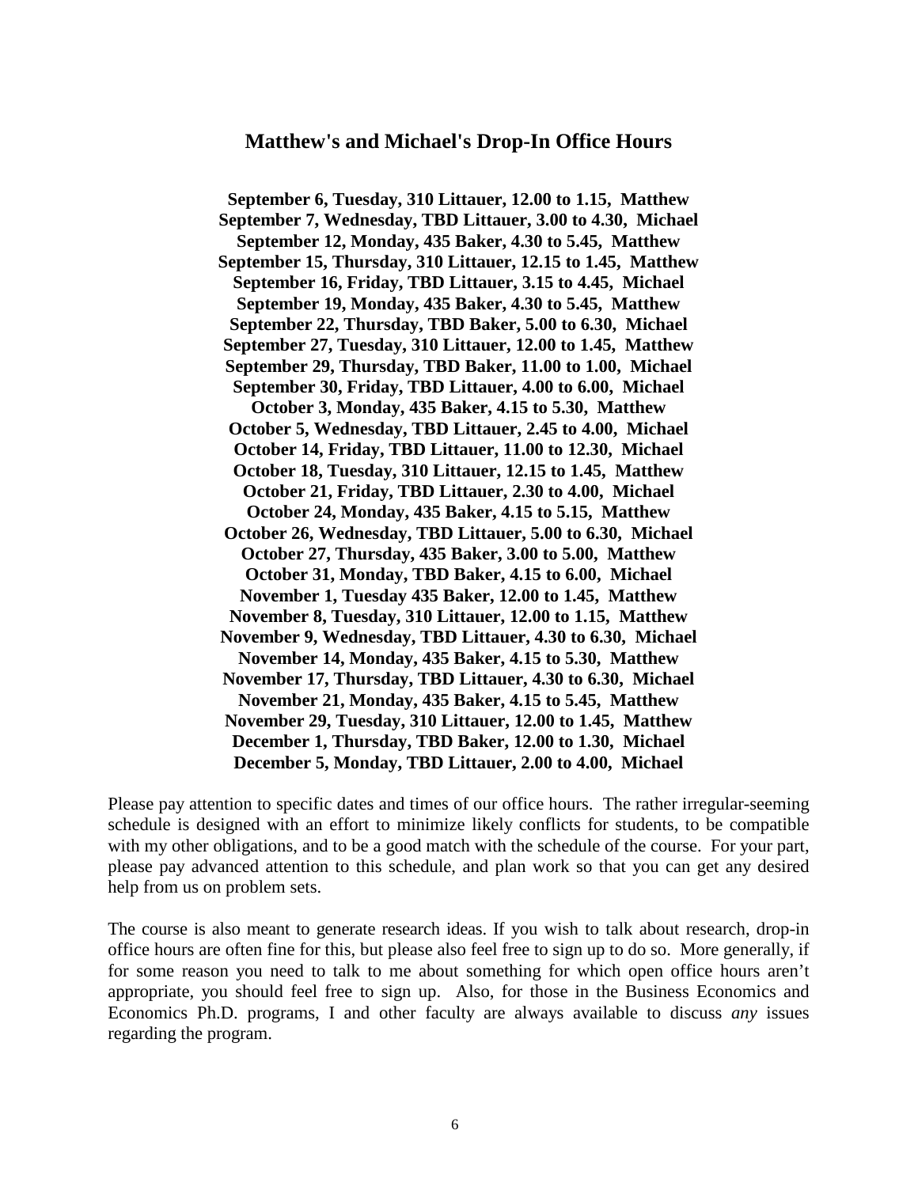## Matthew's and Michael's Drop-In Office Hours

**September 6, Tuesday, 310 Littauer, 12.00 to 1.15, Matthew**  
**September 7, Wednesday, TBD Littauer, 3.00 to 4.30, Michael**  
**September 12, Monday, 435 Baker, 4.30 to 5.45, Matthew**  
**September 15, Thursday, 310 Littauer, 12.15 to 1.45, Matthew**  
**September 16, Friday, TBD Littauer, 3.15 to 4.45, Michael**  
**September 19, Monday, 435 Baker, 4.30 to 5.45, Matthew**  
**September 22, Thursday, TBD Baker, 5.00 to 6.30, Michael**  
**September 27, Tuesday, 310 Littauer, 12.00 to 1.45, Matthew**  
**September 29, Thursday, TBD Baker, 11.00 to 1.00, Michael**  
**September 30, Friday, TBD Littauer, 4.00 to 6.00, Michael**  
**October 3, Monday, 435 Baker, 4.15 to 5.30, Matthew**  
**October 5, Wednesday, TBD Littauer, 2.45 to 4.00, Michael**  
**October 14, Friday, TBD Littauer, 11.00 to 12.30, Michael**  
**October 18, Tuesday, 310 Littauer, 12.15 to 1.45, Matthew**  
**October 21, Friday, TBD Littauer, 2.30 to 4.00, Michael**  
**October 24, Monday, 435 Baker, 4.15 to 5.15, Matthew**  
**October 26, Wednesday, TBD Littauer, 5.00 to 6.30, Michael**  
**October 27, Thursday, 435 Baker, 3.00 to 5.00, Matthew**  
**October 31, Monday, TBD Baker, 4.15 to 6.00, Michael**  
**November 1, Tuesday 435 Baker, 12.00 to 1.45, Matthew**  
**November 8, Tuesday, 310 Littauer, 12.00 to 1.15, Matthew**  
**November 9, Wednesday, TBD Littauer, 4.30 to 6.30, Michael**  
**November 14, Monday, 435 Baker, 4.15 to 5.30, Matthew**  
**November 17, Thursday, TBD Littauer, 4.30 to 6.30, Michael**  
**November 21, Monday, 435 Baker, 4.15 to 5.45, Matthew**  
**November 29, Tuesday, 310 Littauer, 12.00 to 1.45, Matthew**  
**December 1, Thursday, TBD Baker, 12.00 to 1.30, Michael**  
**December 5, Monday, TBD Littauer, 2.00 to 4.00, Michael**

Please pay attention to specific dates and times of our office hours. The rather irregular-seeming schedule is designed with an effort to minimize likely conflicts for students, to be compatible with my other obligations, and to be a good match with the schedule of the course. For your part, please pay advanced attention to this schedule, and plan work so that you can get any desired help from us on problem sets.

The course is also meant to generate research ideas. If you wish to talk about research, drop-in office hours are often fine for this, but please also feel free to sign up to do so. More generally, if for some reason you need to talk to me about something for which open office hours aren't appropriate, you should feel free to sign up. Also, for those in the Business Economics and Economics Ph.D. programs, I and other faculty are always available to discuss *any* issues regarding the program.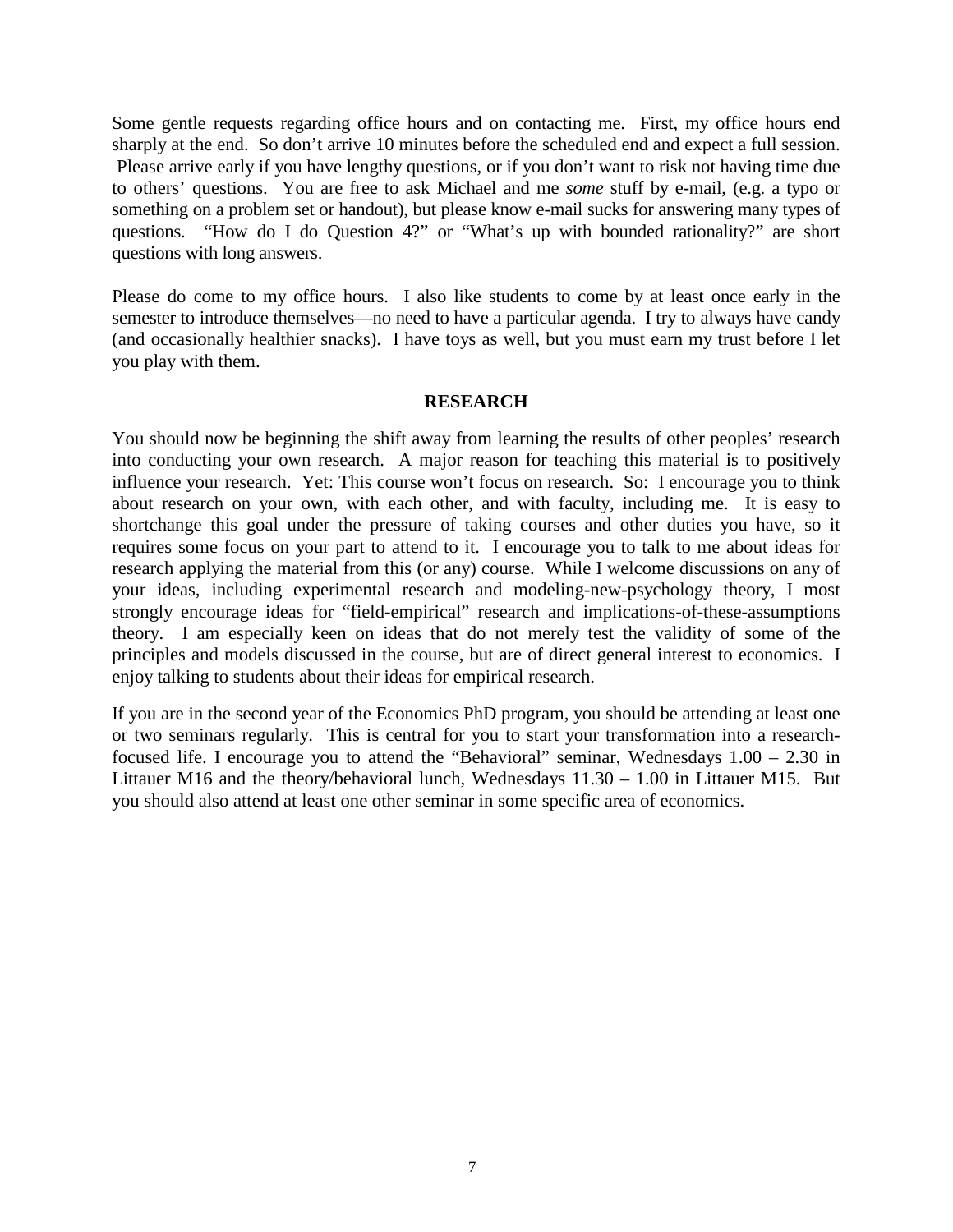Some gentle requests regarding office hours and on contacting me. First, my office hours end sharply at the end. So don't arrive 10 minutes before the scheduled end and expect a full session. Please arrive early if you have lengthy questions, or if you don't want to risk not having time due to others' questions. You are free to ask Michael and me *some* stuff by e-mail, (e.g. a typo or something on a problem set or handout), but please know e-mail sucks for answering many types of questions. "How do I do Question 4?" or "What's up with bounded rationality?" are short questions with long answers.

Please do come to my office hours. I also like students to come by at least once early in the semester to introduce themselves—no need to have a particular agenda. I try to always have candy (and occasionally healthier snacks). I have toys as well, but you must earn my trust before I let you play with them.

## RESEARCH

You should now be beginning the shift away from learning the results of other peoples' research into conducting your own research. A major reason for teaching this material is to positively influence your research. Yet: This course won't focus on research. So: I encourage you to think about research on your own, with each other, and with faculty, including me. It is easy to shortchange this goal under the pressure of taking courses and other duties you have, so it requires some focus on your part to attend to it. I encourage you to talk to me about ideas for research applying the material from this (or any) course. While I welcome discussions on any of your ideas, including experimental research and modeling-new-psychology theory, I most strongly encourage ideas for "field-empirical" research and implications-of-these-assumptions theory. I am especially keen on ideas that do not merely test the validity of some of the principles and models discussed in the course, but are of direct general interest to economics. I enjoy talking to students about their ideas for empirical research.

If you are in the second year of the Economics PhD program, you should be attending at least one or two seminars regularly. This is central for you to start your transformation into a research-focused life. I encourage you to attend the "Behavioral" seminar, Wednesdays 1.00 – 2.30 in Littauer M16 and the theory/behavioral lunch, Wednesdays 11.30 – 1.00 in Littauer M15. But you should also attend at least one other seminar in some specific area of economics.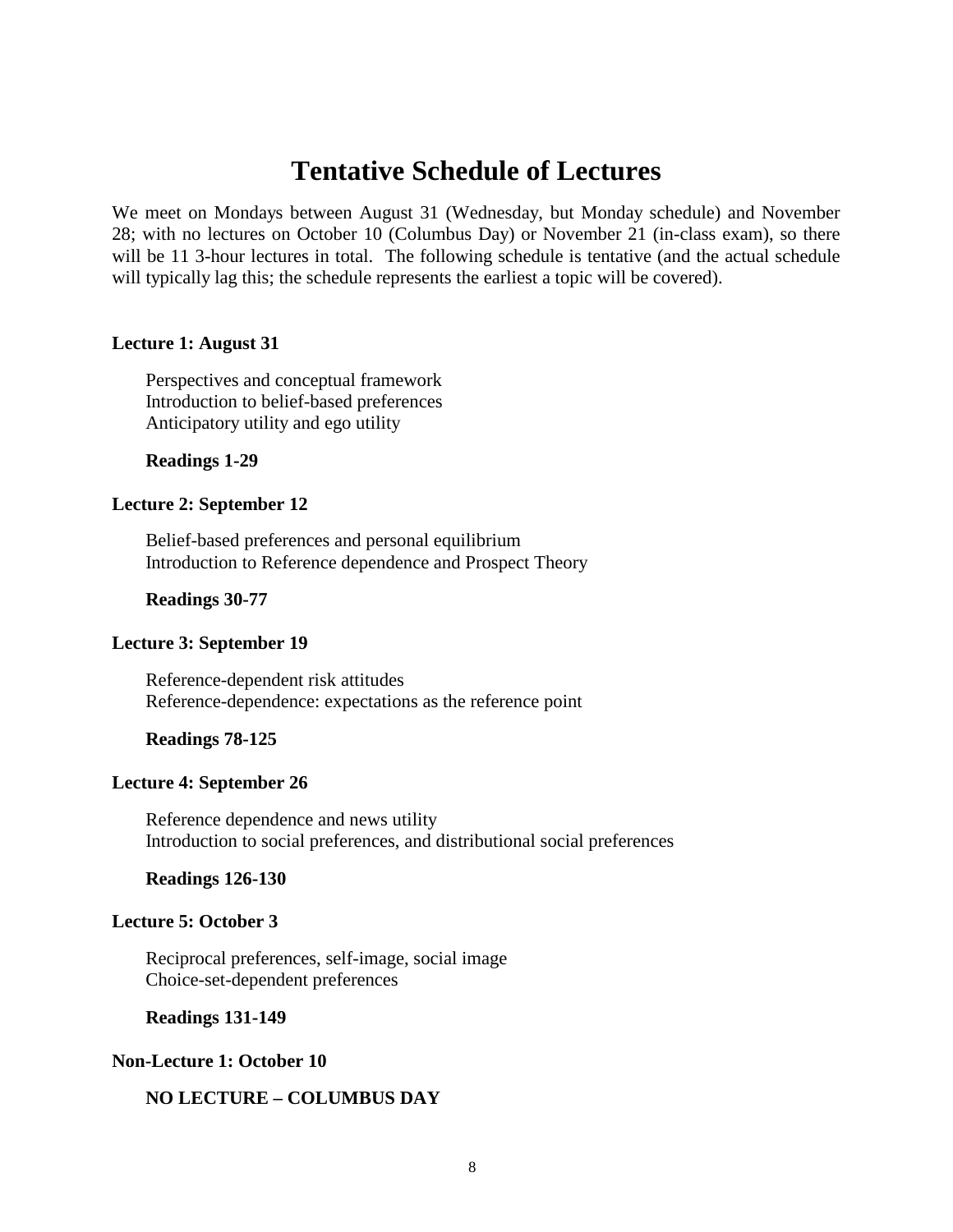# Tentative Schedule of Lectures

We meet on Mondays between August 31 (Wednesday, but Monday schedule) and November 28; with no lectures on October 10 (Columbus Day) or November 21 (in-class exam), so there will be 11 3-hour lectures in total. The following schedule is tentative (and the actual schedule will typically lag this; the schedule represents the earliest a topic will be covered).

**Lecture 1: August 31**

Perspectives and conceptual framework
Introduction to belief-based preferences
Anticipatory utility and ego utility

**Readings 1-29**

**Lecture 2: September 12**

Belief-based preferences and personal equilibrium
Introduction to Reference dependence and Prospect Theory

**Readings 30-77**

**Lecture 3: September 19**

Reference-dependent risk attitudes
Reference-dependence: expectations as the reference point

**Readings 78-125**

**Lecture 4: September 26**

Reference dependence and news utility
Introduction to social preferences, and distributional social preferences

**Readings 126-130**

**Lecture 5: October 3**

Reciprocal preferences, self-image, social image
Choice-set-dependent preferences

**Readings 131-149**

**Non-Lecture 1: October 10**

**NO LECTURE – COLUMBUS DAY**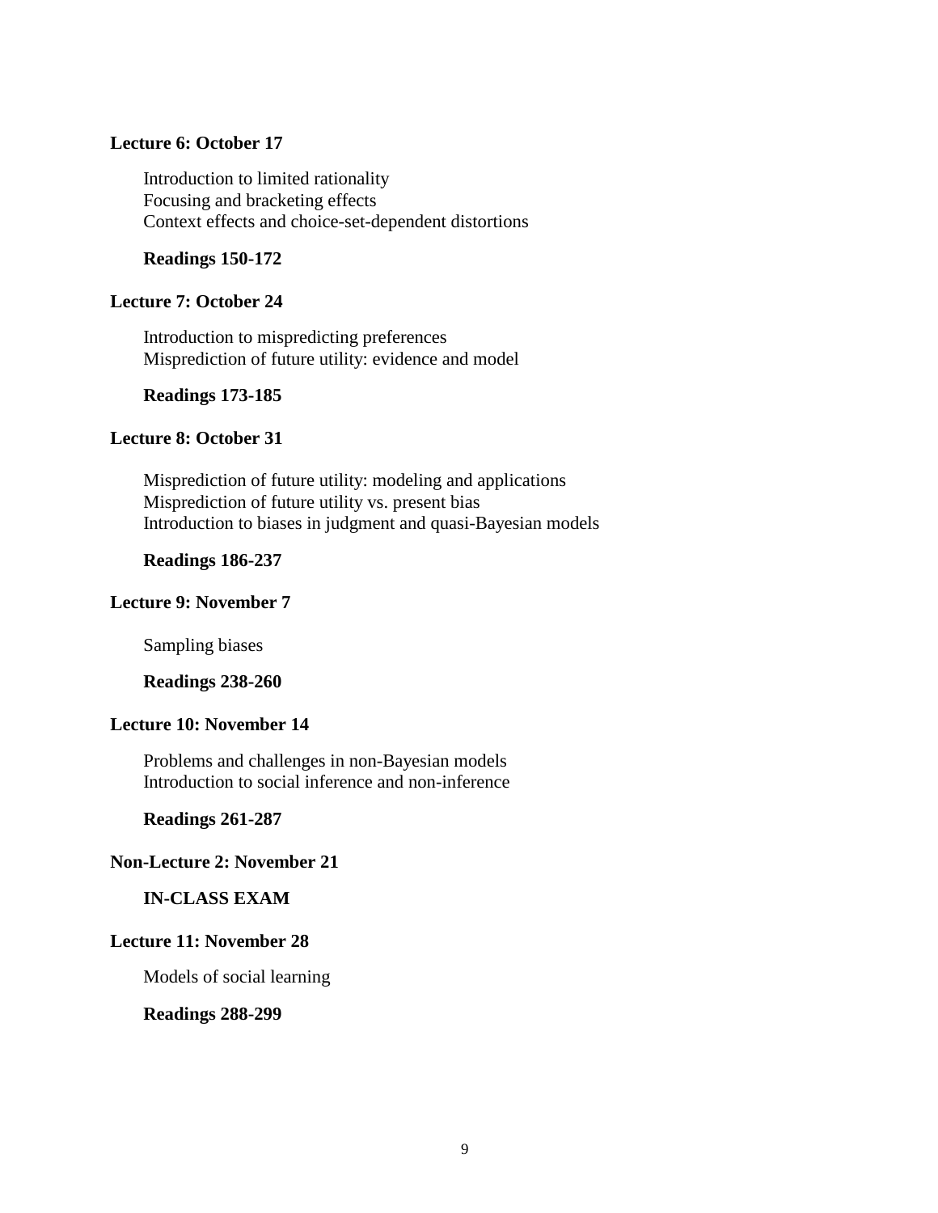**Lecture 6: October 17**

Introduction to limited rationality
Focusing and bracketing effects
Context effects and choice-set-dependent distortions

**Readings 150-172**

**Lecture 7: October 24**

Introduction to mispredicting preferences
Misprediction of future utility: evidence and model

**Readings 173-185**

**Lecture 8: October 31**

Misprediction of future utility: modeling and applications
Misprediction of future utility vs. present bias
Introduction to biases in judgment and quasi-Bayesian models

**Readings 186-237**

**Lecture 9: November 7**

Sampling biases

**Readings 238-260**

**Lecture 10: November 14**

Problems and challenges in non-Bayesian models
Introduction to social inference and non-inference

**Readings 261-287**

**Non-Lecture 2: November 21**

**IN-CLASS EXAM**

**Lecture 11: November 28**

Models of social learning

**Readings 288-299**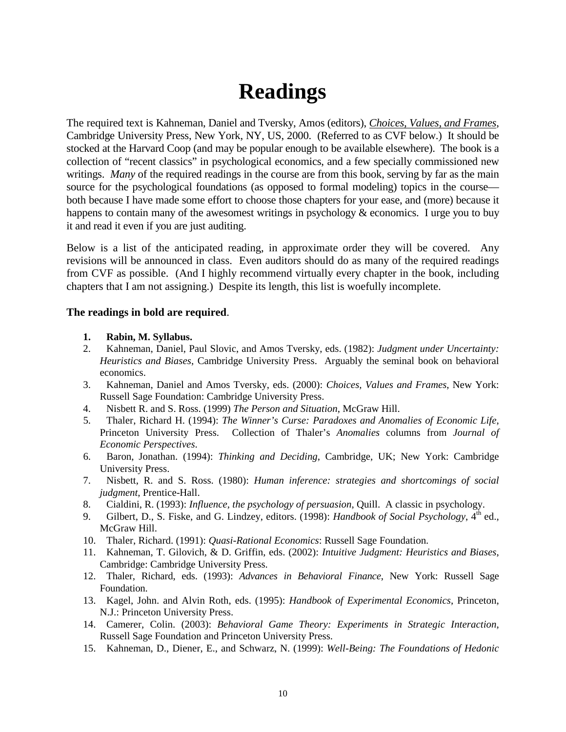# Readings

The required text is Kahneman, Daniel and Tversky, Amos (editors), *Choices, Values, and Frames*, Cambridge University Press, New York, NY, US, 2000. (Referred to as CVF below.) It should be stocked at the Harvard Coop (and may be popular enough to be available elsewhere). The book is a collection of "recent classics" in psychological economics, and a few specially commissioned new writings. *Many* of the required readings in the course are from this book, serving by far as the main source for the psychological foundations (as opposed to formal modeling) topics in the course—both because I have made some effort to choose those chapters for your ease, and (more) because it happens to contain many of the awesomest writings in psychology & economics. I urge you to buy it and read it even if you are just auditing.

Below is a list of the anticipated reading, in approximate order they will be covered. Any revisions will be announced in class. Even auditors should do as many of the required readings from CVF as possible. (And I highly recommend virtually every chapter in the book, including chapters that I am not assigning.) Despite its length, this list is woefully incomplete.

**The readings in bold are required**.

1. **Rabin, M. Syllabus.**
2. Kahneman, Daniel, Paul Slovic, and Amos Tversky, eds. (1982): *Judgment under Uncertainty: Heuristics and Biases*, Cambridge University Press. Arguably the seminal book on behavioral economics.
3. Kahneman, Daniel and Amos Tversky, eds. (2000): *Choices, Values and Frames*, New York: Russell Sage Foundation: Cambridge University Press.
4. Nisbett R. and S. Ross. (1999) *The Person and Situation*, McGraw Hill.
5. Thaler, Richard H. (1994): *The Winner's Curse: Paradoxes and Anomalies of Economic Life*, Princeton University Press. Collection of Thaler's *Anomalies* columns from *Journal of Economic Perspectives*.
6. Baron, Jonathan. (1994): *Thinking and Deciding*, Cambridge, UK; New York: Cambridge University Press.
7. Nisbett, R. and S. Ross. (1980): *Human inference: strategies and shortcomings of social judgment*, Prentice-Hall.
8. Cialdini, R. (1993): *Influence, the psychology of persuasion*, Quill. A classic in psychology.
9. Gilbert, D., S. Fiske, and G. Lindzey, editors. (1998): *Handbook of Social Psychology*, 4th ed., McGraw Hill.
10. Thaler, Richard. (1991): *Quasi-Rational Economics*: Russell Sage Foundation.
11. Kahneman, T. Gilovich, & D. Griffin, eds. (2002): *Intuitive Judgment: Heuristics and Biases*, Cambridge: Cambridge University Press.
12. Thaler, Richard, eds. (1993): *Advances in Behavioral Finance*, New York: Russell Sage Foundation.
13. Kagel, John. and Alvin Roth, eds. (1995): *Handbook of Experimental Economics*, Princeton, N.J.: Princeton University Press.
14. Camerer, Colin. (2003): *Behavioral Game Theory: Experiments in Strategic Interaction*, Russell Sage Foundation and Princeton University Press.
15. Kahneman, D., Diener, E., and Schwarz, N. (1999): *Well-Being: The Foundations of Hedonic*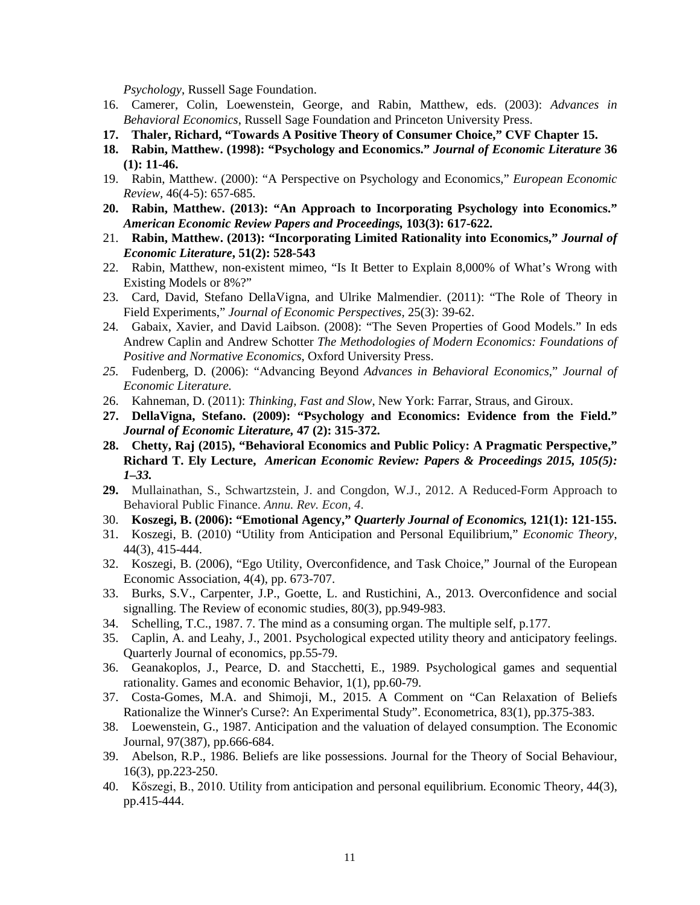*Psychology*, Russell Sage Foundation.

16. Camerer, Colin, Loewenstein, George, and Rabin, Matthew, eds. (2003): *Advances in Behavioral Economics*, Russell Sage Foundation and Princeton University Press.
17. **Thaler, Richard, "Towards A Positive Theory of Consumer Choice," CVF Chapter 15.**
18. **Rabin, Matthew. (1998): "Psychology and Economics." *Journal of Economic Literature* 36 (1): 11-46.**
19. Rabin, Matthew. (2000): "A Perspective on Psychology and Economics," *European Economic Review,* 46(4-5): 657-685.
20. **Rabin, Matthew. (2013): "An Approach to Incorporating Psychology into Economics." *American Economic Review Papers and Proceedings,* 103(3): 617-622.**
21. **Rabin, Matthew. (2013): "Incorporating Limited Rationality into Economics," *Journal of Economic Literature*, 51(2): 528-543**
22. Rabin, Matthew, non-existent mimeo, "Is It Better to Explain 8,000% of What's Wrong with Existing Models or 8%?"
23. Card, David, Stefano DellaVigna, and Ulrike Malmendier. (2011): "The Role of Theory in Field Experiments," *Journal of Economic Perspectives,* 25(3): 39-62.
24. Gabaix, Xavier, and David Laibson. (2008): "The Seven Properties of Good Models." In eds Andrew Caplin and Andrew Schotter *The Methodologies of Modern Economics: Foundations of Positive and Normative Economics,* Oxford University Press.
25. Fudenberg, D. (2006): "Advancing Beyond *Advances in Behavioral Economics*," *Journal of Economic Literature.*
26. Kahneman, D. (2011): *Thinking, Fast and Slow*, New York: Farrar, Straus, and Giroux.
27. **DellaVigna, Stefano. (2009): "Psychology and Economics: Evidence from the Field." *Journal of Economic Literature,* 47 (2): 315-372.**
28. **Chetty, Raj (2015), "Behavioral Economics and Public Policy: A Pragmatic Perspective," Richard T. Ely Lecture, *American Economic Review: Papers & Proceedings 2015, 105(5): 1–33.***
29. Mullainathan, S., Schwartzstein, J. and Congdon, W.J., 2012. A Reduced-Form Approach to Behavioral Public Finance. *Annu. Rev. Econ*, *4*.
30. **Koszegi, B. (2006): "Emotional Agency," *Quarterly Journal of Economics,* 121(1): 121-155.**
31. Koszegi, B. (2010) "Utility from Anticipation and Personal Equilibrium," *Economic Theory*, 44(3), 415-444.
32. Koszegi, B. (2006), "Ego Utility, Overconfidence, and Task Choice," Journal of the European Economic Association, 4(4), pp. 673-707.
33. Burks, S.V., Carpenter, J.P., Goette, L. and Rustichini, A., 2013. Overconfidence and social signalling. The Review of economic studies, 80(3), pp.949-983.
34. Schelling, T.C., 1987. 7. The mind as a consuming organ. The multiple self, p.177.
35. Caplin, A. and Leahy, J., 2001. Psychological expected utility theory and anticipatory feelings. Quarterly Journal of economics, pp.55-79.
36. Geanakoplos, J., Pearce, D. and Stacchetti, E., 1989. Psychological games and sequential rationality. Games and economic Behavior, 1(1), pp.60-79.
37. Costa-Gomes, M.A. and Shimoji, M., 2015. A Comment on "Can Relaxation of Beliefs Rationalize the Winner's Curse?: An Experimental Study". Econometrica, 83(1), pp.375-383.
38. Loewenstein, G., 1987. Anticipation and the valuation of delayed consumption. The Economic Journal, 97(387), pp.666-684.
39. Abelson, R.P., 1986. Beliefs are like possessions. Journal for the Theory of Social Behaviour, 16(3), pp.223-250.
40. Kőszegi, B., 2010. Utility from anticipation and personal equilibrium. Economic Theory, 44(3), pp.415-444.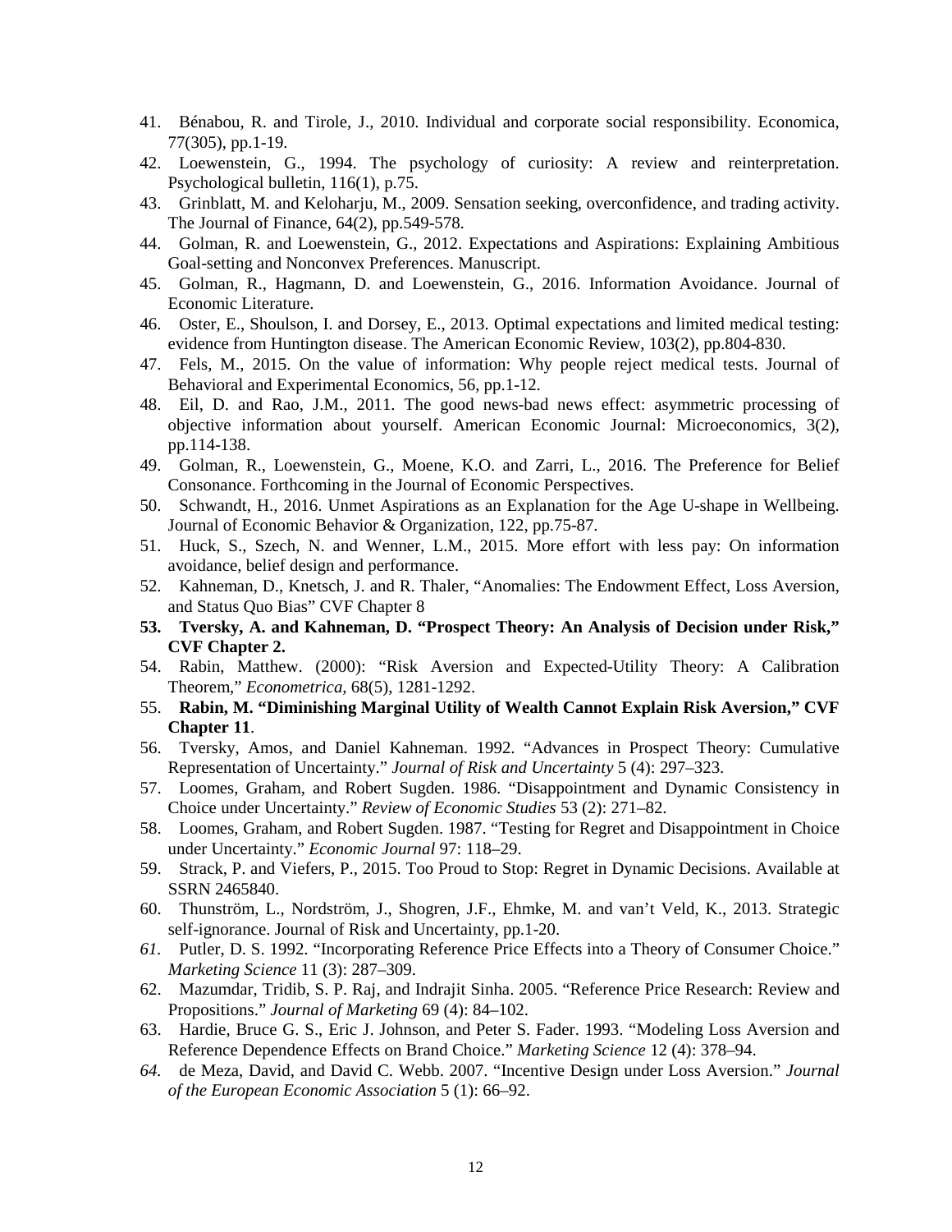41. Bénabou, R. and Tirole, J., 2010. Individual and corporate social responsibility. Economica, 77(305), pp.1-19.
42. Loewenstein, G., 1994. The psychology of curiosity: A review and reinterpretation. Psychological bulletin, 116(1), p.75.
43. Grinblatt, M. and Keloharju, M., 2009. Sensation seeking, overconfidence, and trading activity. The Journal of Finance, 64(2), pp.549-578.
44. Golman, R. and Loewenstein, G., 2012. Expectations and Aspirations: Explaining Ambitious Goal-setting and Nonconvex Preferences. Manuscript.
45. Golman, R., Hagmann, D. and Loewenstein, G., 2016. Information Avoidance. Journal of Economic Literature.
46. Oster, E., Shoulson, I. and Dorsey, E., 2013. Optimal expectations and limited medical testing: evidence from Huntington disease. The American Economic Review, 103(2), pp.804-830.
47. Fels, M., 2015. On the value of information: Why people reject medical tests. Journal of Behavioral and Experimental Economics, 56, pp.1-12.
48. Eil, D. and Rao, J.M., 2011. The good news-bad news effect: asymmetric processing of objective information about yourself. American Economic Journal: Microeconomics, 3(2), pp.114-138.
49. Golman, R., Loewenstein, G., Moene, K.O. and Zarri, L., 2016. The Preference for Belief Consonance. Forthcoming in the Journal of Economic Perspectives.
50. Schwandt, H., 2016. Unmet Aspirations as an Explanation for the Age U-shape in Wellbeing. Journal of Economic Behavior & Organization, 122, pp.75-87.
51. Huck, S., Szech, N. and Wenner, L.M., 2015. More effort with less pay: On information avoidance, belief design and performance.
52. Kahneman, D., Knetsch, J. and R. Thaler, "Anomalies: The Endowment Effect, Loss Aversion, and Status Quo Bias" CVF Chapter 8
53. **Tversky, A. and Kahneman, D. "Prospect Theory: An Analysis of Decision under Risk," CVF Chapter 2.**
54. Rabin, Matthew. (2000): "Risk Aversion and Expected-Utility Theory: A Calibration Theorem," *Econometrica*, 68(5), 1281-1292.
55. **Rabin, M. "Diminishing Marginal Utility of Wealth Cannot Explain Risk Aversion," CVF Chapter 11**.
56. Tversky, Amos, and Daniel Kahneman. 1992. "Advances in Prospect Theory: Cumulative Representation of Uncertainty." *Journal of Risk and Uncertainty* 5 (4): 297–323.
57. Loomes, Graham, and Robert Sugden. 1986. "Disappointment and Dynamic Consistency in Choice under Uncertainty." *Review of Economic Studies* 53 (2): 271–82.
58. Loomes, Graham, and Robert Sugden. 1987. "Testing for Regret and Disappointment in Choice under Uncertainty." *Economic Journal* 97: 118–29.
59. Strack, P. and Viefers, P., 2015. Too Proud to Stop: Regret in Dynamic Decisions. Available at SSRN 2465840.
60. Thunström, L., Nordström, J., Shogren, J.F., Ehmke, M. and van't Veld, K., 2013. Strategic self-ignorance. Journal of Risk and Uncertainty, pp.1-20.
61. Putler, D. S. 1992. "Incorporating Reference Price Effects into a Theory of Consumer Choice." *Marketing Science* 11 (3): 287–309.
62. Mazumdar, Tridib, S. P. Raj, and Indrajit Sinha. 2005. "Reference Price Research: Review and Propositions." *Journal of Marketing* 69 (4): 84–102.
63. Hardie, Bruce G. S., Eric J. Johnson, and Peter S. Fader. 1993. "Modeling Loss Aversion and Reference Dependence Effects on Brand Choice." *Marketing Science* 12 (4): 378–94.
64. de Meza, David, and David C. Webb. 2007. "Incentive Design under Loss Aversion." *Journal of the European Economic Association* 5 (1): 66–92.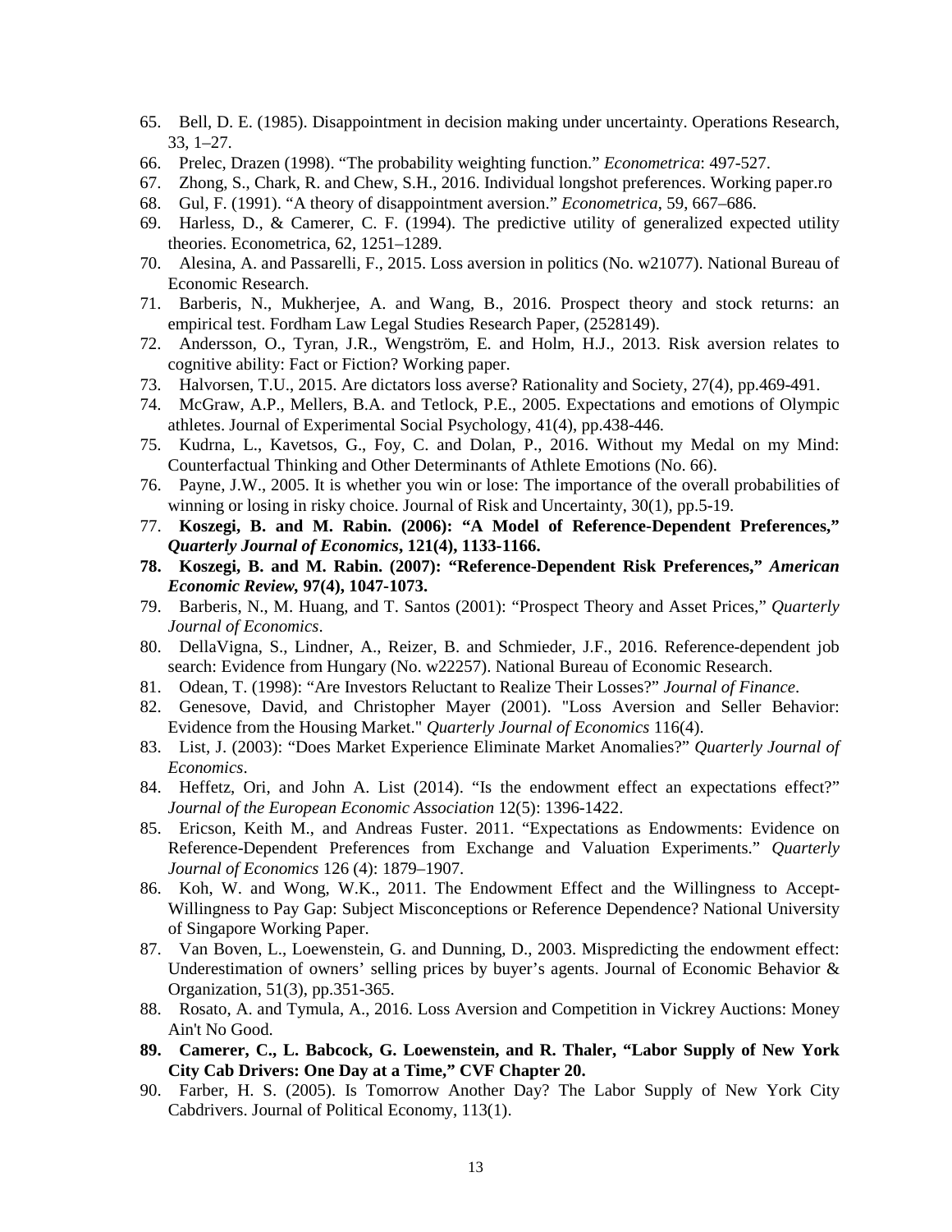65. Bell, D. E. (1985). Disappointment in decision making under uncertainty. Operations Research, 33, 1–27.
66. Prelec, Drazen (1998). “The probability weighting function.” *Econometrica*: 497-527.
67. Zhong, S., Chark, R. and Chew, S.H., 2016. Individual longshot preferences. Working paper.ro
68. Gul, F. (1991). “A theory of disappointment aversion.” *Econometrica*, 59, 667–686.
69. Harless, D., & Camerer, C. F. (1994). The predictive utility of generalized expected utility theories. Econometrica, 62, 1251–1289.
70. Alesina, A. and Passarelli, F., 2015. Loss aversion in politics (No. w21077). National Bureau of Economic Research.
71. Barberis, N., Mukherjee, A. and Wang, B., 2016. Prospect theory and stock returns: an empirical test. Fordham Law Legal Studies Research Paper, (2528149).
72. Andersson, O., Tyran, J.R., Wengström, E. and Holm, H.J., 2013. Risk aversion relates to cognitive ability: Fact or Fiction? Working paper.
73. Halvorsen, T.U., 2015. Are dictators loss averse? Rationality and Society, 27(4), pp.469-491.
74. McGraw, A.P., Mellers, B.A. and Tetlock, P.E., 2005. Expectations and emotions of Olympic athletes. Journal of Experimental Social Psychology, 41(4), pp.438-446.
75. Kudrna, L., Kavetsos, G., Foy, C. and Dolan, P., 2016. Without my Medal on my Mind: Counterfactual Thinking and Other Determinants of Athlete Emotions (No. 66).
76. Payne, J.W., 2005. It is whether you win or lose: The importance of the overall probabilities of winning or losing in risky choice. Journal of Risk and Uncertainty, 30(1), pp.5-19.
77. **Koszegi, B. and M. Rabin. (2006): “A Model of Reference-Dependent Preferences,” *Quarterly Journal of Economics*, 121(4), 1133-1166.**
78. **Koszegi, B. and M. Rabin. (2007): “Reference-Dependent Risk Preferences,” *American Economic Review*, 97(4), 1047-1073.**
79. Barberis, N., M. Huang, and T. Santos (2001): “Prospect Theory and Asset Prices,” *Quarterly Journal of Economics*.
80. DellaVigna, S., Lindner, A., Reizer, B. and Schmieder, J.F., 2016. Reference-dependent job search: Evidence from Hungary (No. w22257). National Bureau of Economic Research.
81. Odean, T. (1998): “Are Investors Reluctant to Realize Their Losses?” *Journal of Finance*.
82. Genesove, David, and Christopher Mayer (2001). "Loss Aversion and Seller Behavior: Evidence from the Housing Market." *Quarterly Journal of Economics* 116(4).
83. List, J. (2003): “Does Market Experience Eliminate Market Anomalies?” *Quarterly Journal of Economics*.
84. Heffetz, Ori, and John A. List (2014). “Is the endowment effect an expectations effect?” *Journal of the European Economic Association* 12(5): 1396-1422.
85. Ericson, Keith M., and Andreas Fuster. 2011. “Expectations as Endowments: Evidence on Reference-Dependent Preferences from Exchange and Valuation Experiments.” *Quarterly Journal of Economics* 126 (4): 1879–1907.
86. Koh, W. and Wong, W.K., 2011. The Endowment Effect and the Willingness to Accept-Willingness to Pay Gap: Subject Misconceptions or Reference Dependence? National University of Singapore Working Paper.
87. Van Boven, L., Loewenstein, G. and Dunning, D., 2003. Mispredicting the endowment effect: Underestimation of owners' selling prices by buyer's agents. Journal of Economic Behavior & Organization, 51(3), pp.351-365.
88. Rosato, A. and Tymula, A., 2016. Loss Aversion and Competition in Vickrey Auctions: Money Ain't No Good.
89. **Camerer, C., L. Babcock, G. Loewenstein, and R. Thaler, “Labor Supply of New York City Cab Drivers: One Day at a Time,” CVF Chapter 20.**
90. Farber, H. S. (2005). Is Tomorrow Another Day? The Labor Supply of New York City Cabdrivers. Journal of Political Economy, 113(1).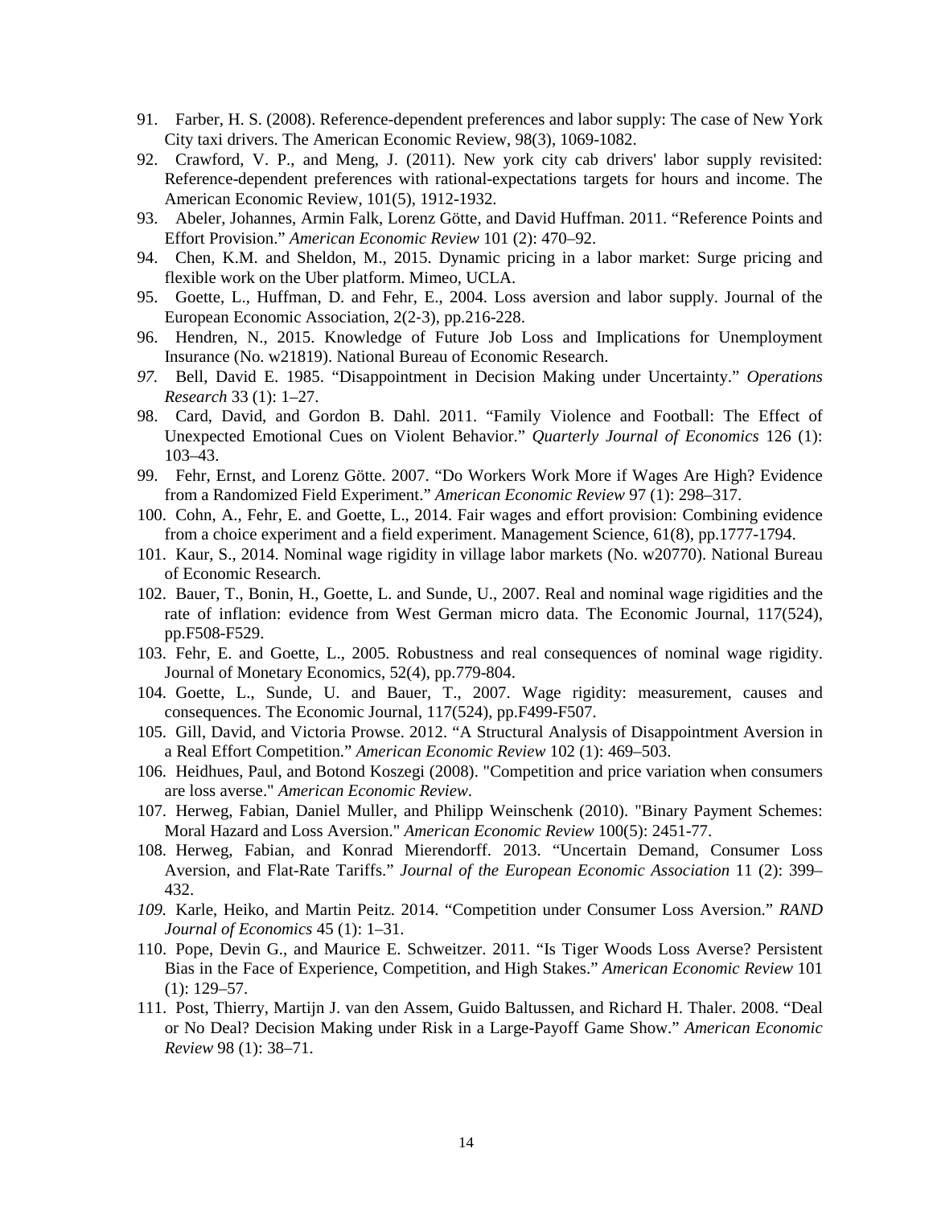91. Farber, H. S. (2008). Reference-dependent preferences and labor supply: The case of New York City taxi drivers. The American Economic Review, 98(3), 1069-1082.
92. Crawford, V. P., and Meng, J. (2011). New york city cab drivers' labor supply revisited: Reference-dependent preferences with rational-expectations targets for hours and income. The American Economic Review, 101(5), 1912-1932.
93. Abeler, Johannes, Armin Falk, Lorenz Götte, and David Huffman. 2011. "Reference Points and Effort Provision." *American Economic Review* 101 (2): 470–92.
94. Chen, K.M. and Sheldon, M., 2015. Dynamic pricing in a labor market: Surge pricing and flexible work on the Uber platform. Mimeo, UCLA.
95. Goette, L., Huffman, D. and Fehr, E., 2004. Loss aversion and labor supply. Journal of the European Economic Association, 2(2-3), pp.216-228.
96. Hendren, N., 2015. Knowledge of Future Job Loss and Implications for Unemployment Insurance (No. w21819). National Bureau of Economic Research.
97. Bell, David E. 1985. "Disappointment in Decision Making under Uncertainty." *Operations Research* 33 (1): 1–27.
98. Card, David, and Gordon B. Dahl. 2011. "Family Violence and Football: The Effect of Unexpected Emotional Cues on Violent Behavior." *Quarterly Journal of Economics* 126 (1): 103–43.
99. Fehr, Ernst, and Lorenz Götte. 2007. "Do Workers Work More if Wages Are High? Evidence from a Randomized Field Experiment." *American Economic Review* 97 (1): 298–317.
100. Cohn, A., Fehr, E. and Goette, L., 2014. Fair wages and effort provision: Combining evidence from a choice experiment and a field experiment. Management Science, 61(8), pp.1777-1794.
101. Kaur, S., 2014. Nominal wage rigidity in village labor markets (No. w20770). National Bureau of Economic Research.
102. Bauer, T., Bonin, H., Goette, L. and Sunde, U., 2007. Real and nominal wage rigidities and the rate of inflation: evidence from West German micro data. The Economic Journal, 117(524), pp.F508-F529.
103. Fehr, E. and Goette, L., 2005. Robustness and real consequences of nominal wage rigidity. Journal of Monetary Economics, 52(4), pp.779-804.
104. Goette, L., Sunde, U. and Bauer, T., 2007. Wage rigidity: measurement, causes and consequences. The Economic Journal, 117(524), pp.F499-F507.
105. Gill, David, and Victoria Prowse. 2012. "A Structural Analysis of Disappointment Aversion in a Real Effort Competition." *American Economic Review* 102 (1): 469–503.
106. Heidhues, Paul, and Botond Koszegi (2008). "Competition and price variation when consumers are loss averse." *American Economic Review*.
107. Herweg, Fabian, Daniel Muller, and Philipp Weinschenk (2010). "Binary Payment Schemes: Moral Hazard and Loss Aversion." *American Economic Review* 100(5): 2451-77.
108. Herweg, Fabian, and Konrad Mierendorff. 2013. "Uncertain Demand, Consumer Loss Aversion, and Flat-Rate Tariffs." *Journal of the European Economic Association* 11 (2): 399–432.
109. Karle, Heiko, and Martin Peitz. 2014. "Competition under Consumer Loss Aversion." *RAND Journal of Economics* 45 (1): 1–31.
110. Pope, Devin G., and Maurice E. Schweitzer. 2011. "Is Tiger Woods Loss Averse? Persistent Bias in the Face of Experience, Competition, and High Stakes." *American Economic Review* 101 (1): 129–57.
111. Post, Thierry, Martijn J. van den Assem, Guido Baltussen, and Richard H. Thaler. 2008. "Deal or No Deal? Decision Making under Risk in a Large-Payoff Game Show." *American Economic Review* 98 (1): 38–71.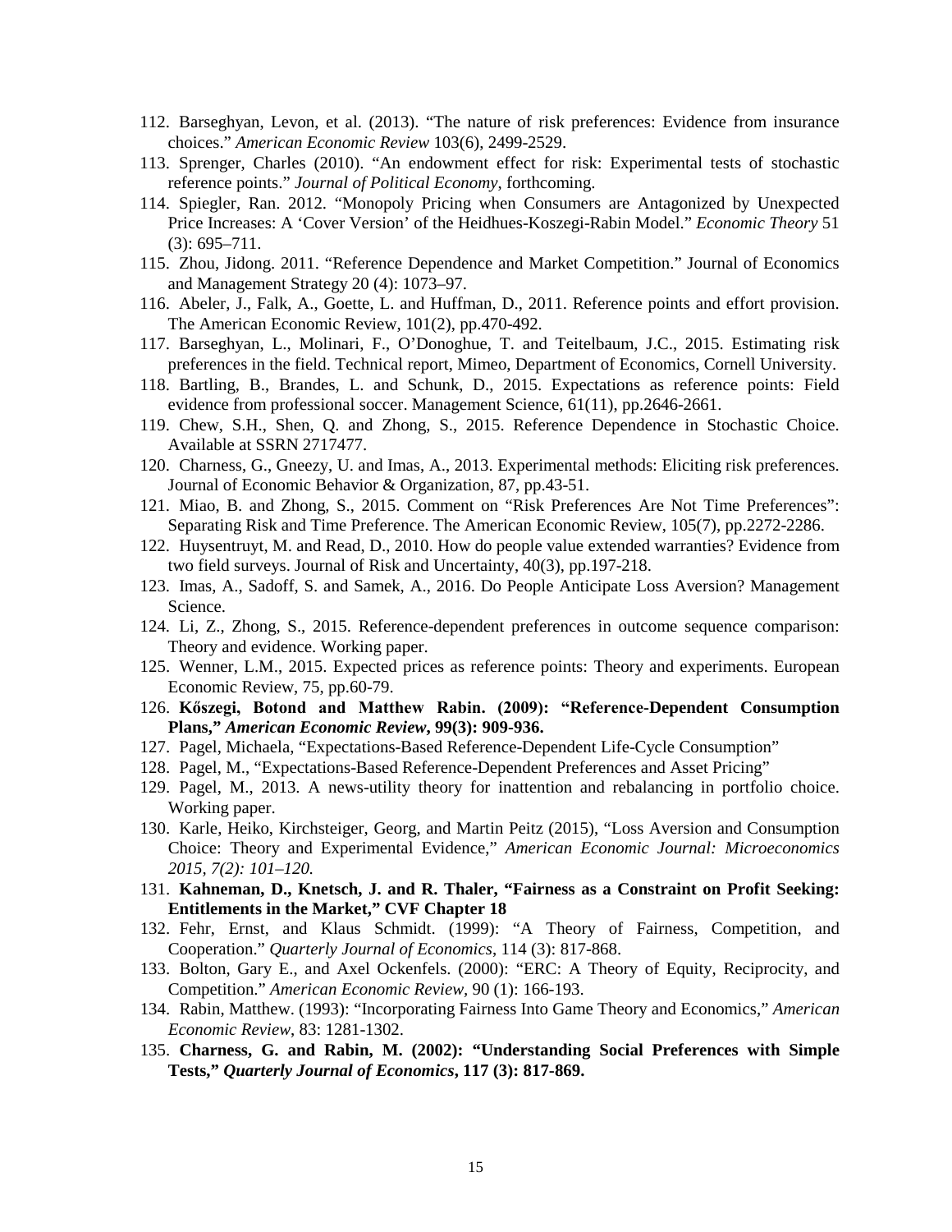112. Barseghyan, Levon, et al. (2013). "The nature of risk preferences: Evidence from insurance choices." *American Economic Review* 103(6), 2499-2529.
113. Sprenger, Charles (2010). "An endowment effect for risk: Experimental tests of stochastic reference points." *Journal of Political Economy*, forthcoming.
114. Spiegler, Ran. 2012. "Monopoly Pricing when Consumers are Antagonized by Unexpected Price Increases: A 'Cover Version' of the Heidhues-Koszegi-Rabin Model." *Economic Theory* 51 (3): 695–711.
115. Zhou, Jidong. 2011. "Reference Dependence and Market Competition." Journal of Economics and Management Strategy 20 (4): 1073–97.
116. Abeler, J., Falk, A., Goette, L. and Huffman, D., 2011. Reference points and effort provision. The American Economic Review, 101(2), pp.470-492.
117. Barseghyan, L., Molinari, F., O'Donoghue, T. and Teitelbaum, J.C., 2015. Estimating risk preferences in the field. Technical report, Mimeo, Department of Economics, Cornell University.
118. Bartling, B., Brandes, L. and Schunk, D., 2015. Expectations as reference points: Field evidence from professional soccer. Management Science, 61(11), pp.2646-2661.
119. Chew, S.H., Shen, Q. and Zhong, S., 2015. Reference Dependence in Stochastic Choice. Available at SSRN 2717477.
120. Charness, G., Gneezy, U. and Imas, A., 2013. Experimental methods: Eliciting risk preferences. Journal of Economic Behavior & Organization, 87, pp.43-51.
121. Miao, B. and Zhong, S., 2015. Comment on "Risk Preferences Are Not Time Preferences": Separating Risk and Time Preference. The American Economic Review, 105(7), pp.2272-2286.
122. Huysentruyt, M. and Read, D., 2010. How do people value extended warranties? Evidence from two field surveys. Journal of Risk and Uncertainty, 40(3), pp.197-218.
123. Imas, A., Sadoff, S. and Samek, A., 2016. Do People Anticipate Loss Aversion? Management Science.
124. Li, Z., Zhong, S., 2015. Reference-dependent preferences in outcome sequence comparison: Theory and evidence. Working paper.
125. Wenner, L.M., 2015. Expected prices as reference points: Theory and experiments. European Economic Review, 75, pp.60-79.
126. **Kőszegi, Botond and Matthew Rabin. (2009): "Reference-Dependent Consumption Plans,"** ***American Economic Review*****, 99(3): 909-936.**
127. Pagel, Michaela, "Expectations-Based Reference-Dependent Life-Cycle Consumption"
128. Pagel, M., "Expectations-Based Reference-Dependent Preferences and Asset Pricing"
129. Pagel, M., 2013. A news-utility theory for inattention and rebalancing in portfolio choice. Working paper.
130. Karle, Heiko, Kirchsteiger, Georg, and Martin Peitz (2015), "Loss Aversion and Consumption Choice: Theory and Experimental Evidence," *American Economic Journal: Microeconomics 2015, 7(2): 101–120.*
131. **Kahneman, D., Knetsch, J. and R. Thaler, "Fairness as a Constraint on Profit Seeking: Entitlements in the Market," CVF Chapter 18**
132. Fehr, Ernst, and Klaus Schmidt. (1999): "A Theory of Fairness, Competition, and Cooperation." *Quarterly Journal of Economics*, 114 (3): 817-868.
133. Bolton, Gary E., and Axel Ockenfels. (2000): "ERC: A Theory of Equity, Reciprocity, and Competition." *American Economic Review*, 90 (1): 166-193.
134. Rabin, Matthew. (1993): "Incorporating Fairness Into Game Theory and Economics," *American Economic Review*, 83: 1281-1302.
135. **Charness, G. and Rabin, M. (2002): "Understanding Social Preferences with Simple Tests,"** ***Quarterly Journal of Economics*****, 117 (3): 817-869.**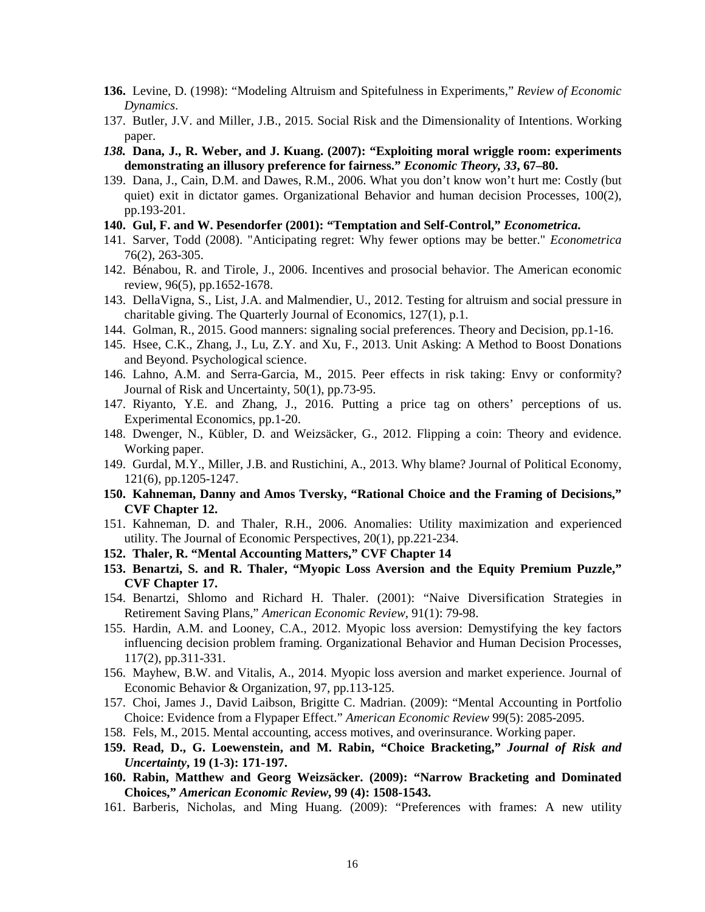**136.** Levine, D. (1998): "Modeling Altruism and Spitefulness in Experiments," *Review of Economic Dynamics*.

137. Butler, J.V. and Miller, J.B., 2015. Social Risk and the Dimensionality of Intentions. Working paper.

***138.*** **Dana, J., R. Weber, and J. Kuang. (2007): "Exploiting moral wriggle room: experiments demonstrating an illusory preference for fairness."** ***Economic Theory, 33*****, 67–80.**

139. Dana, J., Cain, D.M. and Dawes, R.M., 2006. What you don't know won't hurt me: Costly (but quiet) exit in dictator games. Organizational Behavior and human decision Processes, 100(2), pp.193-201.

**140. Gul, F. and W. Pesendorfer (2001): "Temptation and Self-Control,"** ***Econometrica.***

141. Sarver, Todd (2008). "Anticipating regret: Why fewer options may be better." *Econometrica* 76(2), 263-305.

142. Bénabou, R. and Tirole, J., 2006. Incentives and prosocial behavior. The American economic review, 96(5), pp.1652-1678.

143. DellaVigna, S., List, J.A. and Malmendier, U., 2012. Testing for altruism and social pressure in charitable giving. The Quarterly Journal of Economics, 127(1), p.1.

144. Golman, R., 2015. Good manners: signaling social preferences. Theory and Decision, pp.1-16.

145. Hsee, C.K., Zhang, J., Lu, Z.Y. and Xu, F., 2013. Unit Asking: A Method to Boost Donations and Beyond. Psychological science.

146. Lahno, A.M. and Serra-Garcia, M., 2015. Peer effects in risk taking: Envy or conformity? Journal of Risk and Uncertainty, 50(1), pp.73-95.

147. Riyanto, Y.E. and Zhang, J., 2016. Putting a price tag on others' perceptions of us. Experimental Economics, pp.1-20.

148. Dwenger, N., Kübler, D. and Weizsäcker, G., 2012. Flipping a coin: Theory and evidence. Working paper.

149. Gurdal, M.Y., Miller, J.B. and Rustichini, A., 2013. Why blame? Journal of Political Economy, 121(6), pp.1205-1247.

**150. Kahneman, Danny and Amos Tversky, "Rational Choice and the Framing of Decisions," CVF Chapter 12.**

151. Kahneman, D. and Thaler, R.H., 2006. Anomalies: Utility maximization and experienced utility. The Journal of Economic Perspectives, 20(1), pp.221-234.

**152. Thaler, R. "Mental Accounting Matters," CVF Chapter 14**

**153. Benartzi, S. and R. Thaler, "Myopic Loss Aversion and the Equity Premium Puzzle," CVF Chapter 17.**

154. Benartzi, Shlomo and Richard H. Thaler. (2001): "Naive Diversification Strategies in Retirement Saving Plans," *American Economic Review*, 91(1): 79-98.

155. Hardin, A.M. and Looney, C.A., 2012. Myopic loss aversion: Demystifying the key factors influencing decision problem framing. Organizational Behavior and Human Decision Processes, 117(2), pp.311-331.

156. Mayhew, B.W. and Vitalis, A., 2014. Myopic loss aversion and market experience. Journal of Economic Behavior & Organization, 97, pp.113-125.

157. Choi, James J., David Laibson, Brigitte C. Madrian. (2009): "Mental Accounting in Portfolio Choice: Evidence from a Flypaper Effect." *American Economic Review* 99(5): 2085-2095.

158. Fels, M., 2015. Mental accounting, access motives, and overinsurance. Working paper.

**159. Read, D., G. Loewenstein, and M. Rabin, "Choice Bracketing,"** ***Journal of Risk and Uncertainty*****, 19 (1-3): 171-197.**

**160. Rabin, Matthew and Georg Weizsäcker. (2009): "Narrow Bracketing and Dominated Choices,"** ***American Economic Review*****, 99 (4): 1508-1543.**

161. Barberis, Nicholas, and Ming Huang. (2009): "Preferences with frames: A new utility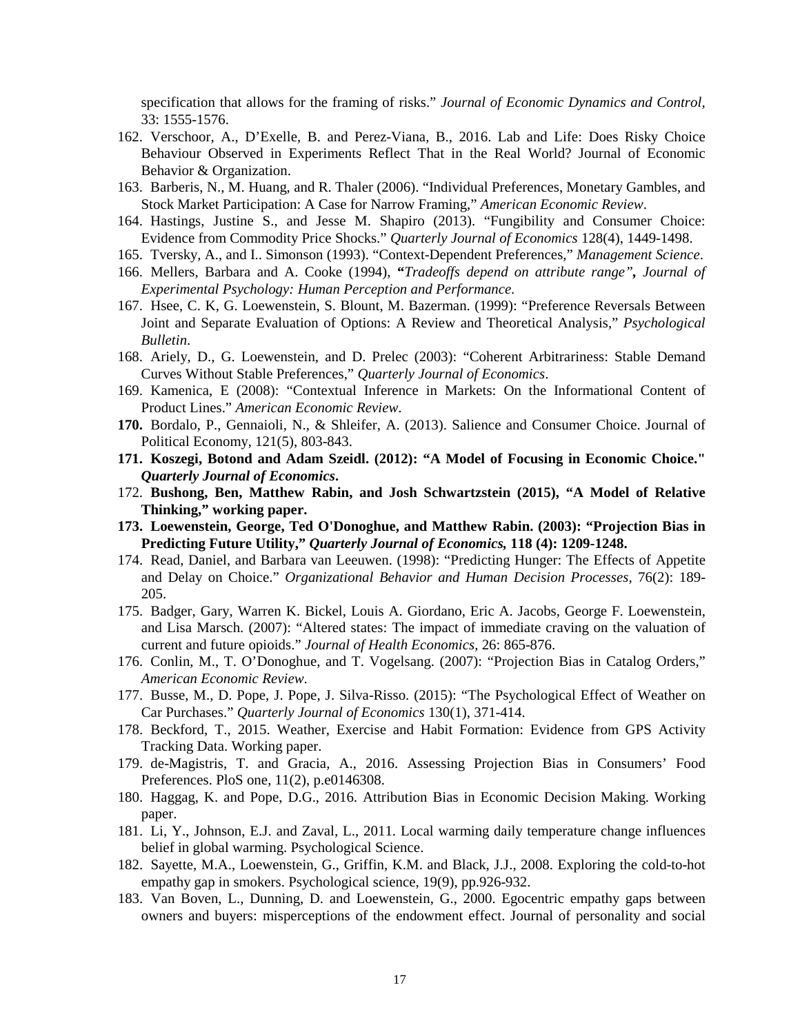specification that allows for the framing of risks." *Journal of Economic Dynamics and Control*, 33: 1555-1576.

162. Verschoor, A., D'Exelle, B. and Perez-Viana, B., 2016. Lab and Life: Does Risky Choice Behaviour Observed in Experiments Reflect That in the Real World? Journal of Economic Behavior & Organization.
163. Barberis, N., M. Huang, and R. Thaler (2006). "Individual Preferences, Monetary Gambles, and Stock Market Participation: A Case for Narrow Framing," *American Economic Review*.
164. Hastings, Justine S., and Jesse M. Shapiro (2013). "Fungibility and Consumer Choice: Evidence from Commodity Price Shocks." *Quarterly Journal of Economics* 128(4), 1449-1498.
165. Tversky, A., and I.. Simonson (1993). "Context-Dependent Preferences," *Management Science*.
166. Mellers, Barbara and A. Cooke (1994), ***"Tradeoffs depend on attribute range"**, Journal of Experimental Psychology: Human Perception and Performance.*
167. Hsee, C. K, G. Loewenstein, S. Blount, M. Bazerman. (1999): "Preference Reversals Between Joint and Separate Evaluation of Options: A Review and Theoretical Analysis," *Psychological Bulletin*.
168. Ariely, D., G. Loewenstein, and D. Prelec (2003): "Coherent Arbitrariness: Stable Demand Curves Without Stable Preferences," *Quarterly Journal of Economics*.
169. Kamenica, E (2008): "Contextual Inference in Markets: On the Informational Content of Product Lines." *American Economic Review*.
170. Bordalo, P., Gennaioli, N., & Shleifer, A. (2013). Salience and Consumer Choice. Journal of Political Economy, 121(5), 803-843.
171. **Koszegi, Botond and Adam Szeidl. (2012): "A Model of Focusing in Economic Choice." *Quarterly Journal of Economics*.**
172. **Bushong, Ben, Matthew Rabin, and Josh Schwartzstein (2015), "A Model of Relative Thinking," working paper.**
173. **Loewenstein, George, Ted O'Donoghue, and Matthew Rabin. (2003): "Projection Bias in Predicting Future Utility," *Quarterly Journal of Economics*, 118 (4): 1209-1248.**
174. Read, Daniel, and Barbara van Leeuwen. (1998): "Predicting Hunger: The Effects of Appetite and Delay on Choice." *Organizational Behavior and Human Decision Processes,* 76(2): 189-205.
175. Badger, Gary, Warren K. Bickel, Louis A. Giordano, Eric A. Jacobs, George F. Loewenstein, and Lisa Marsch. (2007): "Altered states: The impact of immediate craving on the valuation of current and future opioids." *Journal of Health Economics,* 26: 865-876.
176. Conlin, M., T. O'Donoghue, and T. Vogelsang. (2007): "Projection Bias in Catalog Orders," *American Economic Review*.
177. Busse, M., D. Pope, J. Pope, J. Silva-Risso. (2015): "The Psychological Effect of Weather on Car Purchases." *Quarterly Journal of Economics* 130(1), 371-414.
178. Beckford, T., 2015. Weather, Exercise and Habit Formation: Evidence from GPS Activity Tracking Data. Working paper.
179. de-Magistris, T. and Gracia, A., 2016. Assessing Projection Bias in Consumers' Food Preferences. PloS one, 11(2), p.e0146308.
180. Haggag, K. and Pope, D.G., 2016. Attribution Bias in Economic Decision Making. Working paper.
181. Li, Y., Johnson, E.J. and Zaval, L., 2011. Local warming daily temperature change influences belief in global warming. Psychological Science.
182. Sayette, M.A., Loewenstein, G., Griffin, K.M. and Black, J.J., 2008. Exploring the cold-to-hot empathy gap in smokers. Psychological science, 19(9), pp.926-932.
183. Van Boven, L., Dunning, D. and Loewenstein, G., 2000. Egocentric empathy gaps between owners and buyers: misperceptions of the endowment effect. Journal of personality and social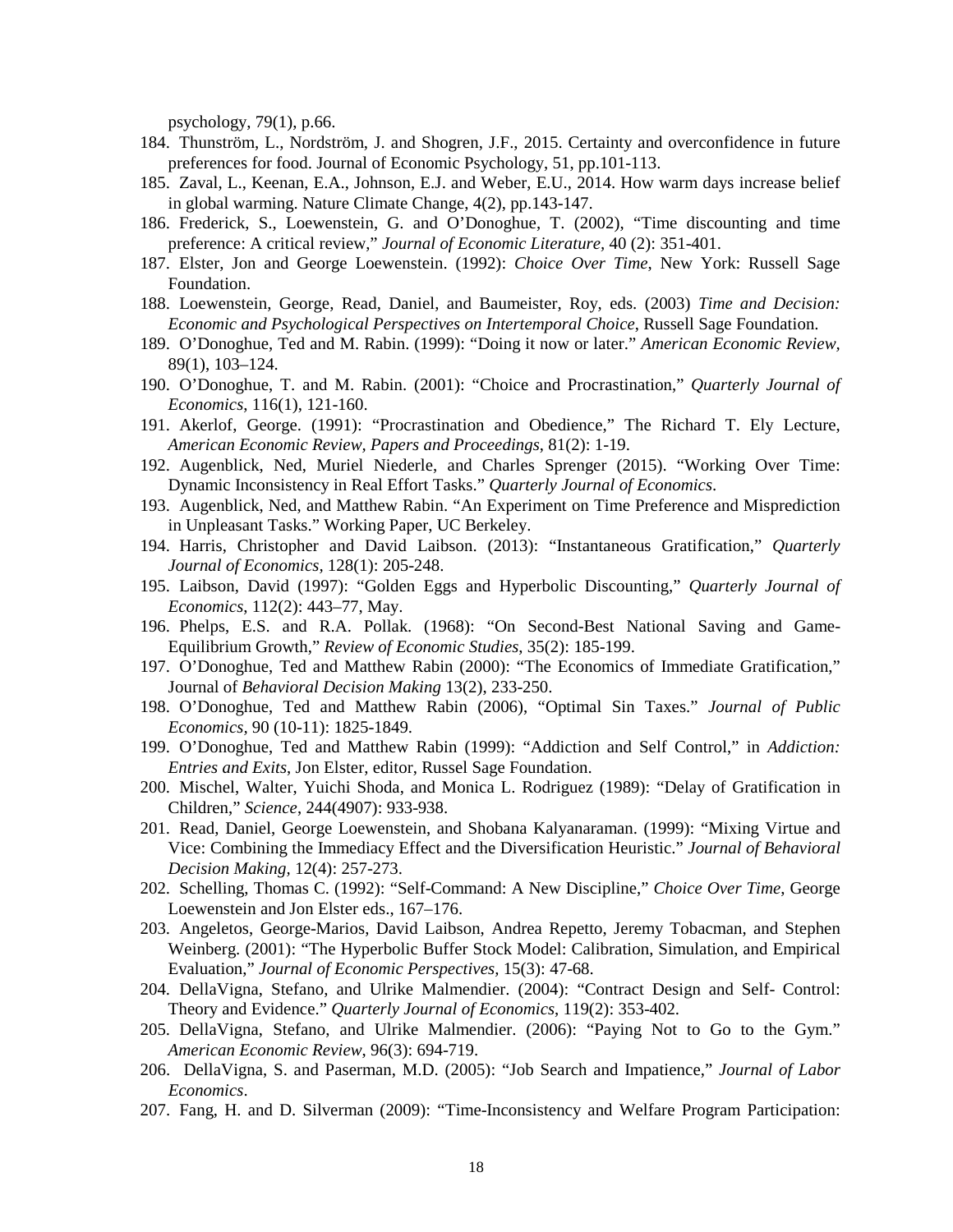psychology, 79(1), p.66.

184. Thunström, L., Nordström, J. and Shogren, J.F., 2015. Certainty and overconfidence in future preferences for food. Journal of Economic Psychology, 51, pp.101-113.
185. Zaval, L., Keenan, E.A., Johnson, E.J. and Weber, E.U., 2014. How warm days increase belief in global warming. Nature Climate Change, 4(2), pp.143-147.
186. Frederick, S., Loewenstein, G. and O'Donoghue, T. (2002), "Time discounting and time preference: A critical review," *Journal of Economic Literature,* 40 (2): 351-401.
187. Elster, Jon and George Loewenstein. (1992): *Choice Over Time,* New York: Russell Sage Foundation.
188. Loewenstein, George, Read, Daniel, and Baumeister, Roy, eds. (2003) *Time and Decision: Economic and Psychological Perspectives on Intertemporal Choice*, Russell Sage Foundation.
189. O'Donoghue, Ted and M. Rabin. (1999): "Doing it now or later." *American Economic Review,* 89(1), 103–124.
190. O'Donoghue, T. and M. Rabin. (2001): "Choice and Procrastination," *Quarterly Journal of Economics*, 116(1), 121-160.
191. Akerlof, George. (1991): "Procrastination and Obedience," The Richard T. Ely Lecture, *American Economic Review, Papers and Proceedings*, 81(2): 1-19.
192. Augenblick, Ned, Muriel Niederle, and Charles Sprenger (2015). "Working Over Time: Dynamic Inconsistency in Real Effort Tasks." *Quarterly Journal of Economics*.
193. Augenblick, Ned, and Matthew Rabin. "An Experiment on Time Preference and Misprediction in Unpleasant Tasks." Working Paper, UC Berkeley.
194. Harris, Christopher and David Laibson. (2013): "Instantaneous Gratification," *Quarterly Journal of Economics,* 128(1): 205-248.
195. Laibson, David (1997): "Golden Eggs and Hyperbolic Discounting," *Quarterly Journal of Economics*, 112(2): 443–77, May.
196. Phelps, E.S. and R.A. Pollak. (1968): "On Second-Best National Saving and Game-Equilibrium Growth," *Review of Economic Studies*, 35(2): 185-199.
197. O'Donoghue, Ted and Matthew Rabin (2000): "The Economics of Immediate Gratification," Journal of *Behavioral Decision Making* 13(2), 233-250.
198. O'Donoghue, Ted and Matthew Rabin (2006), "Optimal Sin Taxes." *Journal of Public Economics*, 90 (10-11): 1825-1849.
199. O'Donoghue, Ted and Matthew Rabin (1999): "Addiction and Self Control," in *Addiction: Entries and Exits*, Jon Elster, editor, Russel Sage Foundation.
200. Mischel, Walter, Yuichi Shoda, and Monica L. Rodriguez (1989): "Delay of Gratification in Children," *Science*, 244(4907): 933-938.
201. Read, Daniel, George Loewenstein, and Shobana Kalyanaraman. (1999): "Mixing Virtue and Vice: Combining the Immediacy Effect and the Diversification Heuristic." *Journal of Behavioral Decision Making*, 12(4): 257-273.
202. Schelling, Thomas C. (1992): "Self-Command: A New Discipline," *Choice Over Time*, George Loewenstein and Jon Elster eds., 167–176.
203. Angeletos, George-Marios, David Laibson, Andrea Repetto, Jeremy Tobacman, and Stephen Weinberg. (2001): "The Hyperbolic Buffer Stock Model: Calibration, Simulation, and Empirical Evaluation," *Journal of Economic Perspectives*, 15(3): 47-68.
204. DellaVigna, Stefano, and Ulrike Malmendier. (2004): "Contract Design and Self- Control: Theory and Evidence." *Quarterly Journal of Economics*, 119(2): 353-402.
205. DellaVigna, Stefano, and Ulrike Malmendier. (2006): "Paying Not to Go to the Gym." *American Economic Review*, 96(3): 694-719.
206. DellaVigna, S. and Paserman, M.D. (2005): "Job Search and Impatience," *Journal of Labor Economics*.
207. Fang, H. and D. Silverman (2009): "Time-Inconsistency and Welfare Program Participation: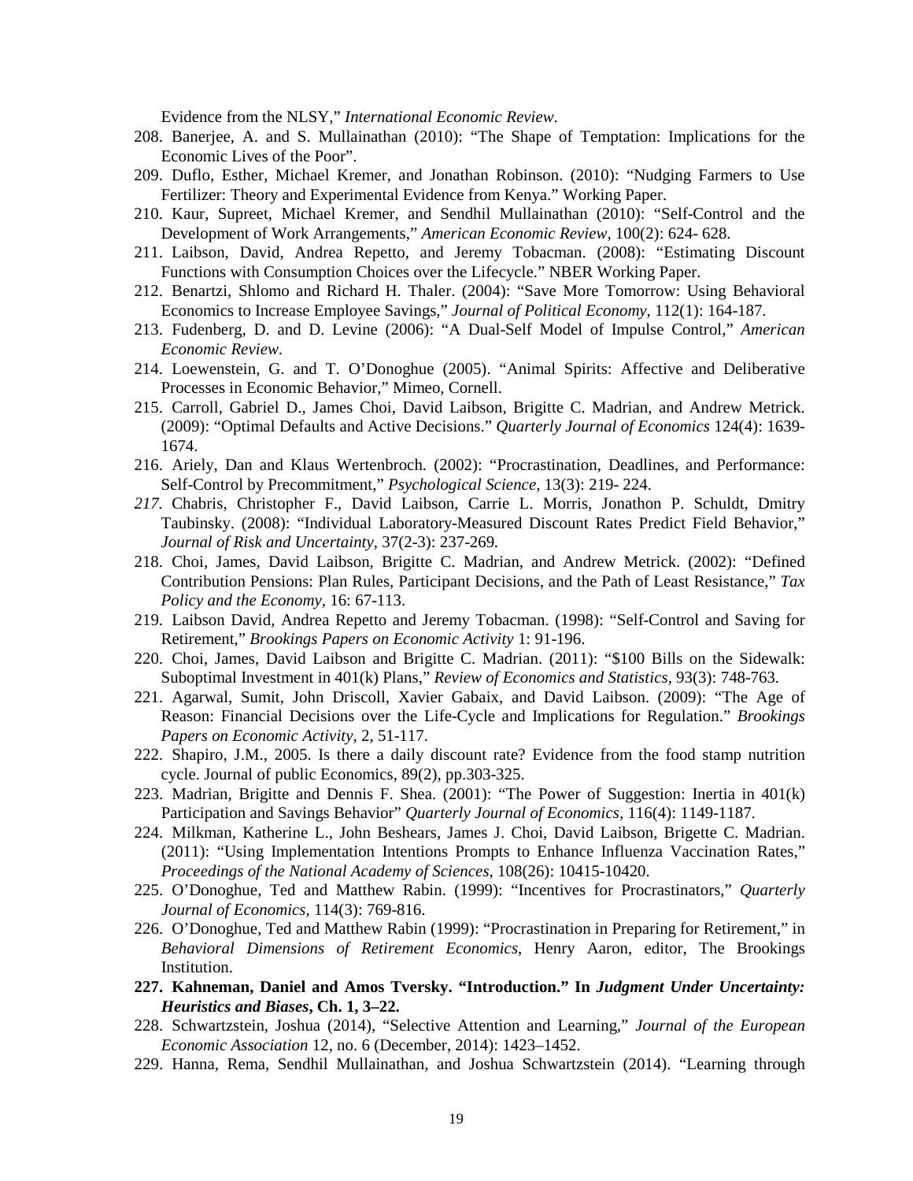Evidence from the NLSY," *International Economic Review*.

208. Banerjee, A. and S. Mullainathan (2010): "The Shape of Temptation: Implications for the Economic Lives of the Poor".
209. Duflo, Esther, Michael Kremer, and Jonathan Robinson. (2010): "Nudging Farmers to Use Fertilizer: Theory and Experimental Evidence from Kenya." Working Paper.
210. Kaur, Supreet, Michael Kremer, and Sendhil Mullainathan (2010): "Self-Control and the Development of Work Arrangements," *American Economic Review*, 100(2): 624- 628.
211. Laibson, David, Andrea Repetto, and Jeremy Tobacman. (2008): "Estimating Discount Functions with Consumption Choices over the Lifecycle." NBER Working Paper.
212. Benartzi, Shlomo and Richard H. Thaler. (2004): "Save More Tomorrow: Using Behavioral Economics to Increase Employee Savings," *Journal of Political Economy*, 112(1): 164-187.
213. Fudenberg, D. and D. Levine (2006): "A Dual-Self Model of Impulse Control," *American Economic Review*.
214. Loewenstein, G. and T. O'Donoghue (2005). "Animal Spirits: Affective and Deliberative Processes in Economic Behavior," Mimeo, Cornell.
215. Carroll, Gabriel D., James Choi, David Laibson, Brigitte C. Madrian, and Andrew Metrick. (2009): "Optimal Defaults and Active Decisions." *Quarterly Journal of Economics* 124(4): 1639-1674.
216. Ariely, Dan and Klaus Wertenbroch. (2002): "Procrastination, Deadlines, and Performance: Self-Control by Precommitment," *Psychological Science*, 13(3): 219- 224.
217. Chabris, Christopher F., David Laibson, Carrie L. Morris, Jonathon P. Schuldt, Dmitry Taubinsky. (2008): "Individual Laboratory-Measured Discount Rates Predict Field Behavior," *Journal of Risk and Uncertainty*, 37(2-3): 237-269.
218. Choi, James, David Laibson, Brigitte C. Madrian, and Andrew Metrick. (2002): "Defined Contribution Pensions: Plan Rules, Participant Decisions, and the Path of Least Resistance," *Tax Policy and the Economy*, 16: 67-113.
219. Laibson David, Andrea Repetto and Jeremy Tobacman. (1998): "Self-Control and Saving for Retirement," *Brookings Papers on Economic Activity* 1: 91-196.
220. Choi, James, David Laibson and Brigitte C. Madrian. (2011): "$100 Bills on the Sidewalk: Suboptimal Investment in 401(k) Plans," *Review of Economics and Statistics*, 93(3): 748-763.
221. Agarwal, Sumit, John Driscoll, Xavier Gabaix, and David Laibson. (2009): "The Age of Reason: Financial Decisions over the Life-Cycle and Implications for Regulation." *Brookings Papers on Economic Activity*, 2, 51-117.
222. Shapiro, J.M., 2005. Is there a daily discount rate? Evidence from the food stamp nutrition cycle. Journal of public Economics, 89(2), pp.303-325.
223. Madrian, Brigitte and Dennis F. Shea. (2001): "The Power of Suggestion: Inertia in 401(k) Participation and Savings Behavior" *Quarterly Journal of Economics*, 116(4): 1149-1187.
224. Milkman, Katherine L., John Beshears, James J. Choi, David Laibson, Brigette C. Madrian. (2011): "Using Implementation Intentions Prompts to Enhance Influenza Vaccination Rates," *Proceedings of the National Academy of Sciences*, 108(26): 10415-10420.
225. O'Donoghue, Ted and Matthew Rabin. (1999): "Incentives for Procrastinators," *Quarterly Journal of Economics*, 114(3): 769-816.
226. O'Donoghue, Ted and Matthew Rabin (1999): "Procrastination in Preparing for Retirement," in *Behavioral Dimensions of Retirement Economics*, Henry Aaron, editor, The Brookings Institution.
227. **Kahneman, Daniel and Amos Tversky. "Introduction." In *Judgment Under Uncertainty: Heuristics and Biases*, Ch. 1, 3–22.**
228. Schwartzstein, Joshua (2014), "Selective Attention and Learning," *Journal of the European Economic Association* 12, no. 6 (December, 2014): 1423–1452.
229. Hanna, Rema, Sendhil Mullainathan, and Joshua Schwartzstein (2014). "Learning through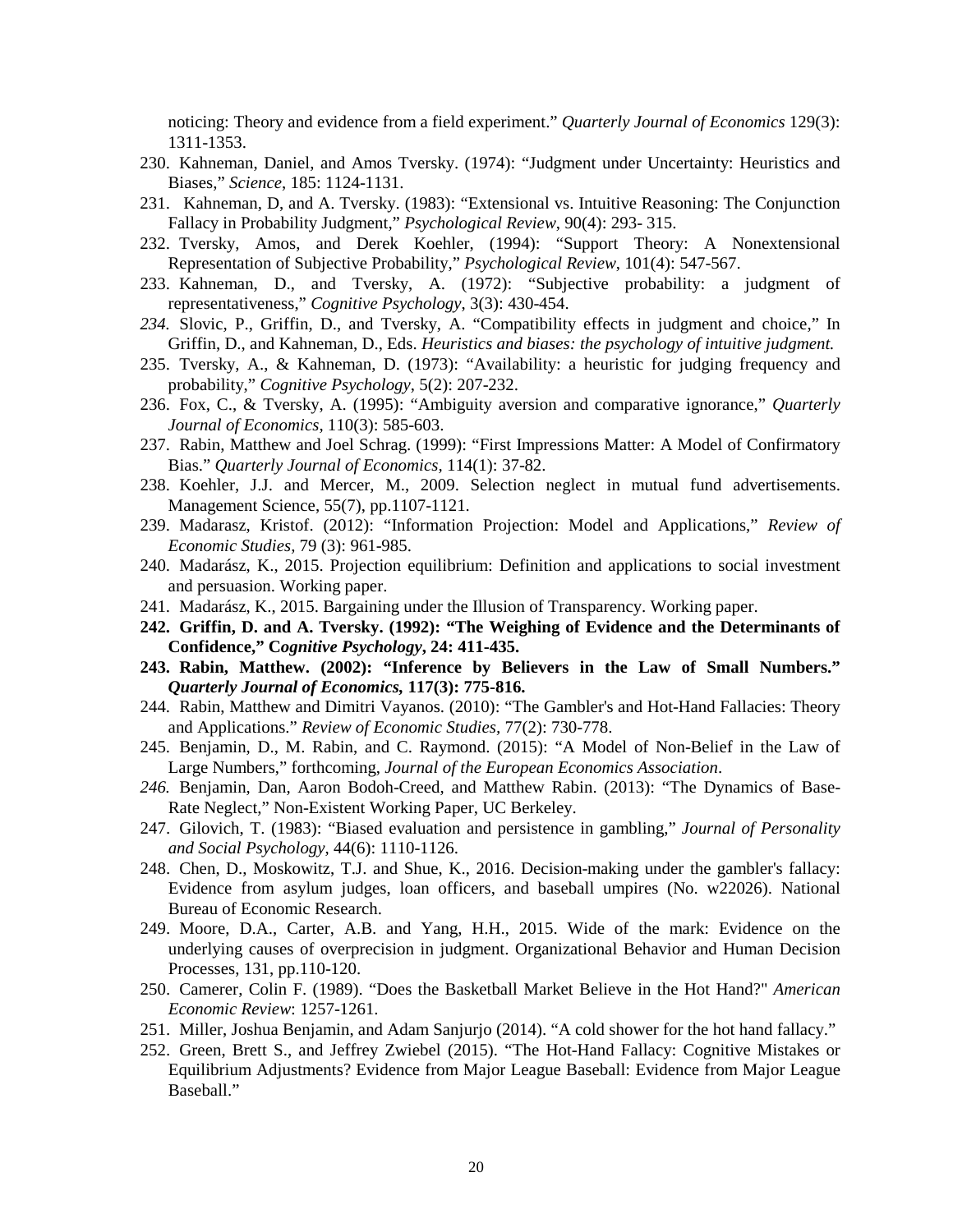noticing: Theory and evidence from a field experiment." *Quarterly Journal of Economics* 129(3): 1311-1353.

230. Kahneman, Daniel, and Amos Tversky. (1974): "Judgment under Uncertainty: Heuristics and Biases," *Science*, 185: 1124-1131.
231. Kahneman, D, and A. Tversky. (1983): "Extensional vs. Intuitive Reasoning: The Conjunction Fallacy in Probability Judgment," *Psychological Review*, 90(4): 293- 315.
232. Tversky, Amos, and Derek Koehler, (1994): "Support Theory: A Nonextensional Representation of Subjective Probability," *Psychological Review*, 101(4): 547-567.
233. Kahneman, D., and Tversky, A. (1972): "Subjective probability: a judgment of representativeness," *Cognitive Psychology*, 3(3): 430-454.
234. Slovic, P., Griffin, D., and Tversky, A. "Compatibility effects in judgment and choice," In Griffin, D., and Kahneman, D., Eds. *Heuristics and biases: the psychology of intuitive judgment.*
235. Tversky, A., & Kahneman, D. (1973): "Availability: a heuristic for judging frequency and probability," *Cognitive Psychology*, 5(2): 207-232.
236. Fox, C., & Tversky, A. (1995): "Ambiguity aversion and comparative ignorance," *Quarterly Journal of Economics*, 110(3): 585-603.
237. Rabin, Matthew and Joel Schrag. (1999): "First Impressions Matter: A Model of Confirmatory Bias." *Quarterly Journal of Economics*, 114(1): 37-82.
238. Koehler, J.J. and Mercer, M., 2009. Selection neglect in mutual fund advertisements. Management Science, 55(7), pp.1107-1121.
239. Madarasz, Kristof. (2012): "Information Projection: Model and Applications," *Review of Economic Studies*, 79 (3): 961-985.
240. Madarász, K., 2015. Projection equilibrium: Definition and applications to social investment and persuasion. Working paper.
241. Madarász, K., 2015. Bargaining under the Illusion of Transparency. Working paper.
242. **Griffin, D. and A. Tversky. (1992): "The Weighing of Evidence and the Determinants of Confidence," C*ognitive Psychology*, 24: 411-435.**
243. **Rabin, Matthew. (2002): "Inference by Believers in the Law of Small Numbers." *Quarterly Journal of Economics*, 117(3): 775-816.**
244. Rabin, Matthew and Dimitri Vayanos. (2010): "The Gambler's and Hot-Hand Fallacies: Theory and Applications." *Review of Economic Studies*, 77(2): 730-778.
245. Benjamin, D., M. Rabin, and C. Raymond. (2015): "A Model of Non-Belief in the Law of Large Numbers," forthcoming, *Journal of the European Economics Association*.
246. Benjamin, Dan, Aaron Bodoh-Creed, and Matthew Rabin. (2013): "The Dynamics of Base-Rate Neglect," Non-Existent Working Paper, UC Berkeley.
247. Gilovich, T. (1983): "Biased evaluation and persistence in gambling," *Journal of Personality and Social Psychology*, 44(6): 1110-1126.
248. Chen, D., Moskowitz, T.J. and Shue, K., 2016. Decision-making under the gambler's fallacy: Evidence from asylum judges, loan officers, and baseball umpires (No. w22026). National Bureau of Economic Research.
249. Moore, D.A., Carter, A.B. and Yang, H.H., 2015. Wide of the mark: Evidence on the underlying causes of overprecision in judgment. Organizational Behavior and Human Decision Processes, 131, pp.110-120.
250. Camerer, Colin F. (1989). "Does the Basketball Market Believe in the Hot Hand?" *American Economic Review*: 1257-1261.
251. Miller, Joshua Benjamin, and Adam Sanjurjo (2014). "A cold shower for the hot hand fallacy."
252. Green, Brett S., and Jeffrey Zwiebel (2015). "The Hot-Hand Fallacy: Cognitive Mistakes or Equilibrium Adjustments? Evidence from Major League Baseball: Evidence from Major League Baseball."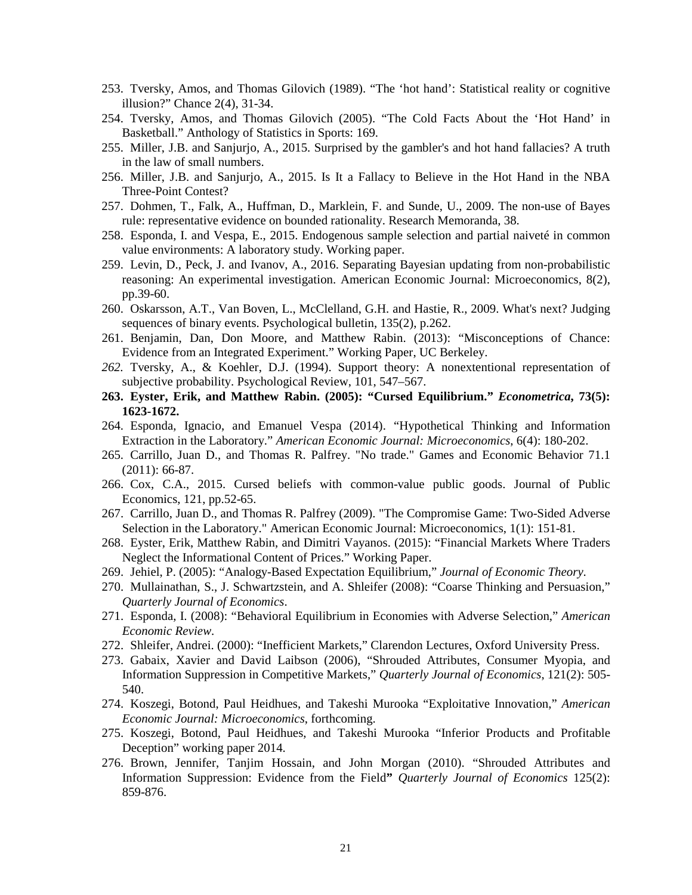253. Tversky, Amos, and Thomas Gilovich (1989). “The ‘hot hand’: Statistical reality or cognitive illusion?” Chance 2(4), 31-34.
254. Tversky, Amos, and Thomas Gilovich (2005). “The Cold Facts About the ‘Hot Hand’ in Basketball.” Anthology of Statistics in Sports: 169.
255. Miller, J.B. and Sanjurjo, A., 2015. Surprised by the gambler's and hot hand fallacies? A truth in the law of small numbers.
256. Miller, J.B. and Sanjurjo, A., 2015. Is It a Fallacy to Believe in the Hot Hand in the NBA Three-Point Contest?
257. Dohmen, T., Falk, A., Huffman, D., Marklein, F. and Sunde, U., 2009. The non-use of Bayes rule: representative evidence on bounded rationality. Research Memoranda, 38.
258. Esponda, I. and Vespa, E., 2015. Endogenous sample selection and partial naiveté in common value environments: A laboratory study. Working paper.
259. Levin, D., Peck, J. and Ivanov, A., 2016. Separating Bayesian updating from non-probabilistic reasoning: An experimental investigation. American Economic Journal: Microeconomics, 8(2), pp.39-60.
260. Oskarsson, A.T., Van Boven, L., McClelland, G.H. and Hastie, R., 2009. What's next? Judging sequences of binary events. Psychological bulletin, 135(2), p.262.
261. Benjamin, Dan, Don Moore, and Matthew Rabin. (2013): “Misconceptions of Chance: Evidence from an Integrated Experiment.” Working Paper, UC Berkeley.
*262.* Tversky, A., & Koehler, D.J. (1994). Support theory: A nonextentional representation of subjective probability. Psychological Review, 101, 547–567.
**263. Eyster, Erik, and Matthew Rabin. (2005): “Cursed Equilibrium.” *Econometrica*, 73(5): 1623-1672.**
264. Esponda, Ignacio, and Emanuel Vespa (2014). “Hypothetical Thinking and Information Extraction in the Laboratory.” *American Economic Journal: Microeconomics*, 6(4): 180-202.
265. Carrillo, Juan D., and Thomas R. Palfrey. "No trade." Games and Economic Behavior 71.1 (2011): 66-87.
266. Cox, C.A., 2015. Cursed beliefs with common-value public goods. Journal of Public Economics, 121, pp.52-65.
267. Carrillo, Juan D., and Thomas R. Palfrey (2009). "The Compromise Game: Two-Sided Adverse Selection in the Laboratory." American Economic Journal: Microeconomics, 1(1): 151-81.
268. Eyster, Erik, Matthew Rabin, and Dimitri Vayanos. (2015): “Financial Markets Where Traders Neglect the Informational Content of Prices.” Working Paper.
269. Jehiel, P. (2005): “Analogy-Based Expectation Equilibrium,” *Journal of Economic Theory*.
270. Mullainathan, S., J. Schwartzstein, and A. Shleifer (2008): “Coarse Thinking and Persuasion,” *Quarterly Journal of Economics*.
271. Esponda, I. (2008): “Behavioral Equilibrium in Economies with Adverse Selection,” *American Economic Review*.
272. Shleifer, Andrei. (2000): “Inefficient Markets,” Clarendon Lectures, Oxford University Press.
273. Gabaix, Xavier and David Laibson (2006), “Shrouded Attributes, Consumer Myopia, and Information Suppression in Competitive Markets,” *Quarterly Journal of Economics*, 121(2): 505-540.
274. Koszegi, Botond, Paul Heidhues, and Takeshi Murooka “Exploitative Innovation,” *American Economic Journal: Microeconomics*, forthcoming.
275. Koszegi, Botond, Paul Heidhues, and Takeshi Murooka “Inferior Products and Profitable Deception” working paper 2014.
276. Brown, Jennifer, Tanjim Hossain, and John Morgan (2010). “Shrouded Attributes and Information Suppression: Evidence from the Field**”** *Quarterly Journal of Economics* 125(2): 859-876.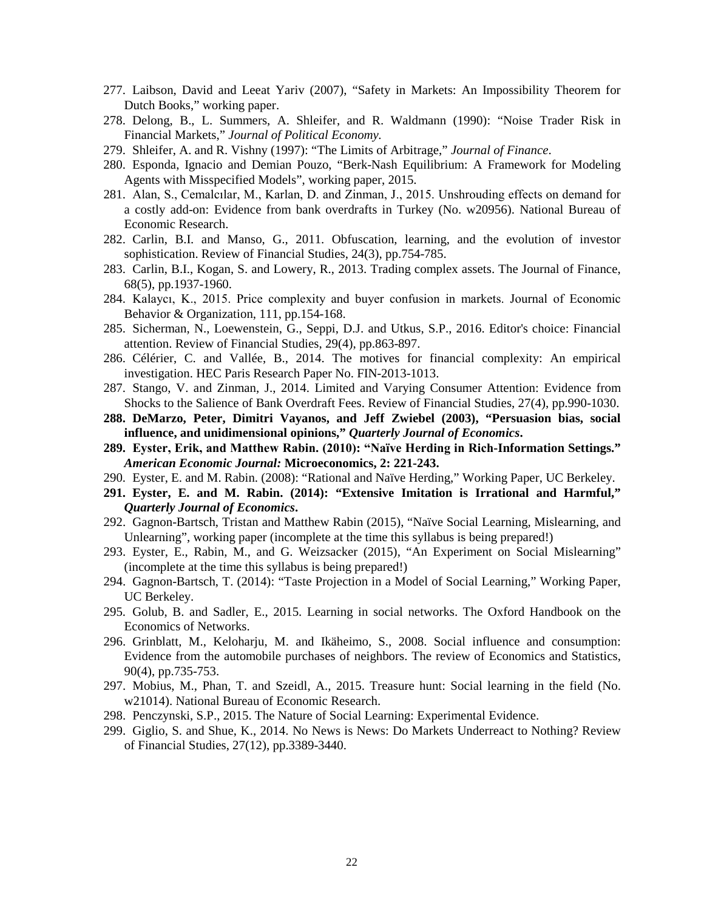277. Laibson, David and Leeat Yariv (2007), "Safety in Markets: An Impossibility Theorem for Dutch Books," working paper.
278. Delong, B., L. Summers, A. Shleifer, and R. Waldmann (1990): "Noise Trader Risk in Financial Markets," *Journal of Political Economy.*
279. Shleifer, A. and R. Vishny (1997): "The Limits of Arbitrage," *Journal of Finance*.
280. Esponda, Ignacio and Demian Pouzo, "Berk-Nash Equilibrium: A Framework for Modeling Agents with Misspecified Models", working paper, 2015.
281. Alan, S., Cemalcılar, M., Karlan, D. and Zinman, J., 2015. Unshrouding effects on demand for a costly add-on: Evidence from bank overdrafts in Turkey (No. w20956). National Bureau of Economic Research.
282. Carlin, B.I. and Manso, G., 2011. Obfuscation, learning, and the evolution of investor sophistication. Review of Financial Studies, 24(3), pp.754-785.
283. Carlin, B.I., Kogan, S. and Lowery, R., 2013. Trading complex assets. The Journal of Finance, 68(5), pp.1937-1960.
284. Kalaycı, K., 2015. Price complexity and buyer confusion in markets. Journal of Economic Behavior & Organization, 111, pp.154-168.
285. Sicherman, N., Loewenstein, G., Seppi, D.J. and Utkus, S.P., 2016. Editor's choice: Financial attention. Review of Financial Studies, 29(4), pp.863-897.
286. Célérier, C. and Vallée, B., 2014. The motives for financial complexity: An empirical investigation. HEC Paris Research Paper No. FIN-2013-1013.
287. Stango, V. and Zinman, J., 2014. Limited and Varying Consumer Attention: Evidence from Shocks to the Salience of Bank Overdraft Fees. Review of Financial Studies, 27(4), pp.990-1030.
288. **DeMarzo, Peter, Dimitri Vayanos, and Jeff Zwiebel (2003), "Persuasion bias, social influence, and unidimensional opinions,"** ***Quarterly Journal of Economics*****.**
289. **Eyster, Erik, and Matthew Rabin. (2010): "Naïve Herding in Rich-Information Settings."** ***American Economic Journal:*** **Microeconomics, 2: 221-243.**
290. Eyster, E. and M. Rabin. (2008): "Rational and Naïve Herding," Working Paper, UC Berkeley.
291. **Eyster, E. and M. Rabin. (2014): "Extensive Imitation is Irrational and Harmful,"** ***Quarterly Journal of Economics*****.**
292. Gagnon-Bartsch, Tristan and Matthew Rabin (2015), "Naïve Social Learning, Mislearning, and Unlearning", working paper (incomplete at the time this syllabus is being prepared!)
293. Eyster, E., Rabin, M., and G. Weizsacker (2015), "An Experiment on Social Mislearning" (incomplete at the time this syllabus is being prepared!)
294. Gagnon-Bartsch, T. (2014): "Taste Projection in a Model of Social Learning," Working Paper, UC Berkeley.
295. Golub, B. and Sadler, E., 2015. Learning in social networks. The Oxford Handbook on the Economics of Networks.
296. Grinblatt, M., Keloharju, M. and Ikäheimo, S., 2008. Social influence and consumption: Evidence from the automobile purchases of neighbors. The review of Economics and Statistics, 90(4), pp.735-753.
297. Mobius, M., Phan, T. and Szeidl, A., 2015. Treasure hunt: Social learning in the field (No. w21014). National Bureau of Economic Research.
298. Penczynski, S.P., 2015. The Nature of Social Learning: Experimental Evidence.
299. Giglio, S. and Shue, K., 2014. No News is News: Do Markets Underreact to Nothing? Review of Financial Studies, 27(12), pp.3389-3440.